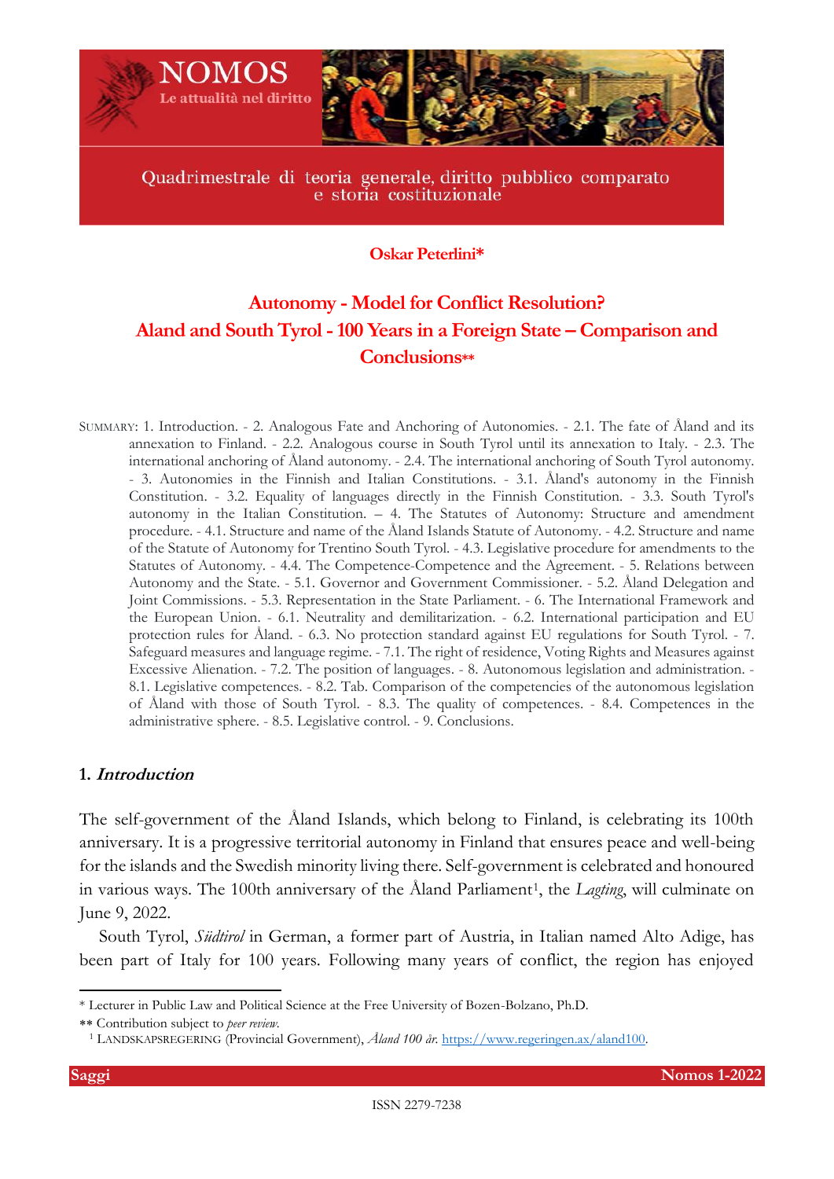Oskar Peterlini*

# Autonomy - Model for Conflict Resolution? Aland and South Tyrol - 100 Years in a Foreign State – Comparison and Conclusions**

SUMMARY: 1. Introduction. - 2. Analogous Fate and Anchoring of Autonomies. - 2.1. The fate of Åland and its annexation to Finland. - 2.2. Analogous course in South Tyrol until its annexation to Italy. - 2.3. The international anchoring of Åland autonomy. - 2.4. The international anchoring of South Tyrol autonomy. - 3. Autonomies in the Finnish and Italian Constitutions. - 3.1. Åland's autonomy in the Finnish Constitution. - 3.2. Equality of languages directly in the Finnish Constitution. - 3.3. South Tyrol's autonomy in the Italian Constitution. – 4. The Statutes of Autonomy: Structure and amendment procedure. - 4.1. Structure and name of the Åland Islands Statute of Autonomy. - 4.2. Structure and name of the Statute of Autonomy for Trentino South Tyrol. - 4.3. Legislative procedure for amendments to the Statutes of Autonomy. - 4.4. The Competence-Competence and the Agreement. - 5. Relations between Autonomy and the State. - 5.1. Governor and Government Commissioner. - 5.2. Åland Delegation and Joint Commissions. - 5.3. Representation in the State Parliament. - 6. The International Framework and the European Union. - 6.1. Neutrality and demilitarization. - 6.2. International participation and EU protection rules for Åland. - 6.3. No protection standard against EU regulations for South Tyrol. - 7. Safeguard measures and language regime. - 7.1. The right of residence, Voting Rights and Measures against Excessive Alienation. - 7.2. The position of languages. - 8. Autonomous legislation and administration. - 8.1. Legislative competences. - 8.2. Tab. Comparison of the competencies of the autonomous legislation of Åland with those of South Tyrol. - 8.3. The quality of competences. - 8.4. Competences in the administrative sphere. - 8.5. Legislative control. - 9. Conclusions.

## 1. *Introduction*

The self-government of the Åland Islands, which belong to Finland, is celebrating its 100th anniversary. It is a progressive territorial autonomy in Finland that ensures peace and well-being for the islands and the Swedish minority living there. Self-government is celebrated and honoured in various ways. The 100th anniversary of the Åland Parliament[1], the *Lagting*, will culminate on June 9, 2022.

South Tyrol, *Südtirol* in German, a former part of Austria, in Italian named Alto Adige, has been part of Italy for 100 years. Following many years of conflict, the region has enjoyed

---

* Lecturer in Public Law and Political Science at the Free University of Bozen-Bolzano, Ph.D.

** Contribution subject to *peer review*.

[1] LANDSKAPSREGERING (Provincial Government), *Åland 100 år*. https://www.regeringen.ax/aland100.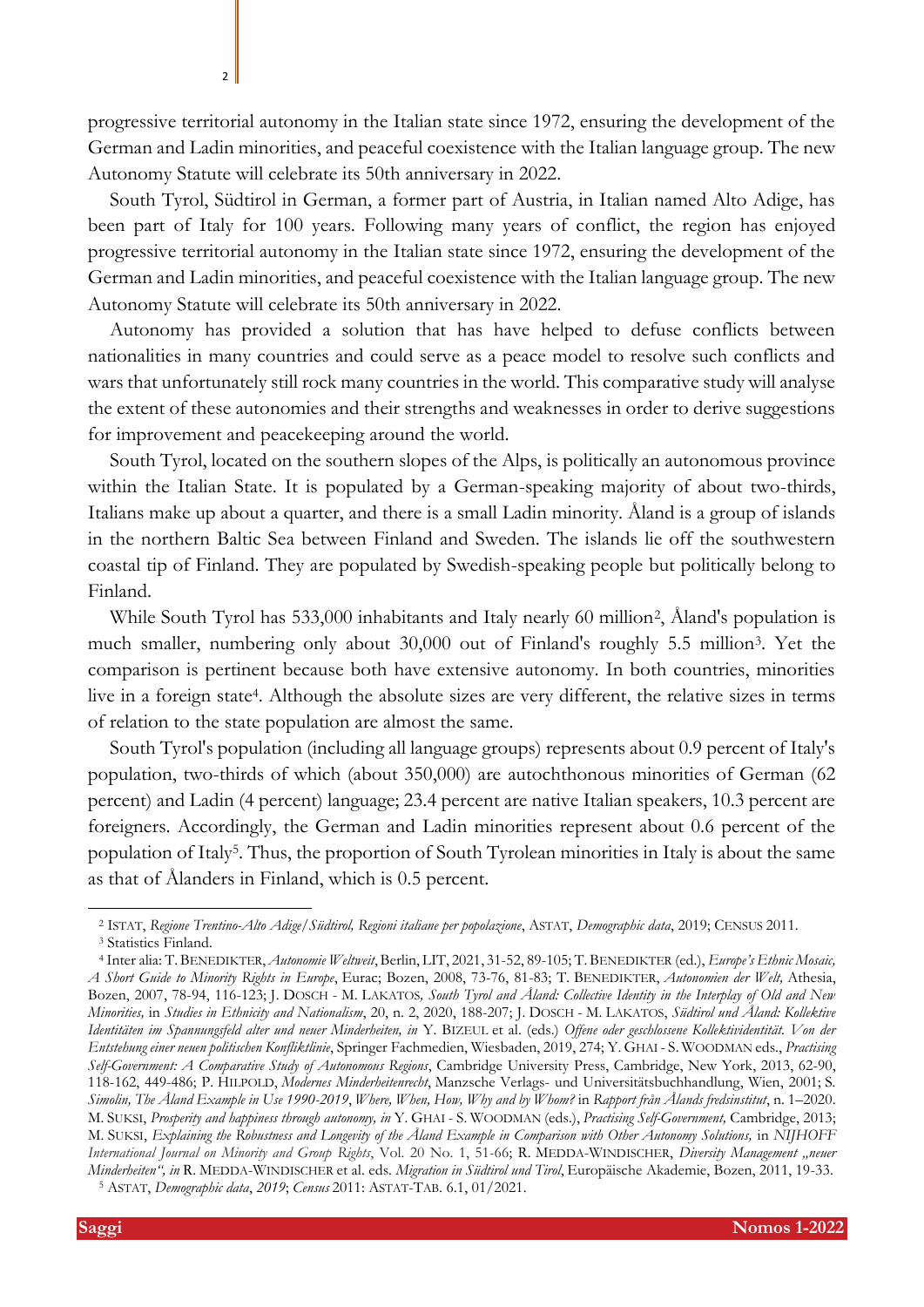progressive territorial autonomy in the Italian state since 1972, ensuring the development of the German and Ladin minorities, and peaceful coexistence with the Italian language group. The new Autonomy Statute will celebrate its 50th anniversary in 2022.

South Tyrol, Südtirol in German, a former part of Austria, in Italian named Alto Adige, has been part of Italy for 100 years. Following many years of conflict, the region has enjoyed progressive territorial autonomy in the Italian state since 1972, ensuring the development of the German and Ladin minorities, and peaceful coexistence with the Italian language group. The new Autonomy Statute will celebrate its 50th anniversary in 2022.

Autonomy has provided a solution that has have helped to defuse conflicts between nationalities in many countries and could serve as a peace model to resolve such conflicts and wars that unfortunately still rock many countries in the world. This comparative study will analyse the extent of these autonomies and their strengths and weaknesses in order to derive suggestions for improvement and peacekeeping around the world.

South Tyrol, located on the southern slopes of the Alps, is politically an autonomous province within the Italian State. It is populated by a German-speaking majority of about two-thirds, Italians make up about a quarter, and there is a small Ladin minority. Åland is a group of islands in the northern Baltic Sea between Finland and Sweden. The islands lie off the southwestern coastal tip of Finland. They are populated by Swedish-speaking people but politically belong to Finland.

While South Tyrol has 533,000 inhabitants and Italy nearly 60 million[2], Åland's population is much smaller, numbering only about 30,000 out of Finland's roughly 5.5 million[3]. Yet the comparison is pertinent because both have extensive autonomy. In both countries, minorities live in a foreign state[4]. Although the absolute sizes are very different, the relative sizes in terms of relation to the state population are almost the same.

South Tyrol's population (including all language groups) represents about 0.9 percent of Italy's population, two-thirds of which (about 350,000) are autochthonous minorities of German (62 percent) and Ladin (4 percent) language; 23.4 percent are native Italian speakers, 10.3 percent are foreigners. Accordingly, the German and Ladin minorities represent about 0.6 percent of the population of Italy[5]. Thus, the proportion of South Tyrolean minorities in Italy is about the same as that of Ålanders in Finland, which is 0.5 percent.

---

[2] ISTAT, *Regione Trentino-Alto Adige/Südtirol, Regioni italiane per popolazione*, ASTAT, *Demographic data*, 2019; CENSUS 2011.

[3] Statistics Finland.

[4] Inter alia: T. BENEDIKTER, *Autonomie Weltweit*, Berlin, LIT, 2021, 31-52, 89-105; T. BENEDIKTER (ed.), *Europe's Ethnic Mosaic, A Short Guide to Minority Rights in Europe*, Eurac; Bozen, 2008, 73-76, 81-83; T. BENEDIKTER, *Autonomien der Welt,* Athesia, Bozen, 2007, 78-94, 116-123; J. DOSCH - M. LAKATOS*, South Tyrol and Åland: Collective Identity in the Interplay of Old and New Minorities,* in *Studies in Ethnicity and Nationalism*, 20, n. 2, 2020, 188-207; J. DOSCH - M. LAKATOS, *Südtirol und Åland: Kollektive Identitäten im Spannungsfeld alter und neuer Minderheiten, in* Y. BIZEUL et al. (eds.) *Offene oder geschlossene Kollektividentität. Von der Entstehung einer neuen politischen Konfliktlinie*, Springer Fachmedien, Wiesbaden, 2019, 274; Y. GHAI - S. WOODMAN eds., *Practising Self-Government: A Comparative Study of Autonomous Regions*, Cambridge University Press, Cambridge, New York, 2013, 62-90, 118-162, 449-486; P. HILPOLD, *Modernes Minderheitenrecht*, Manzsche Verlags- und Universitätsbuchhandlung, Wien, 2001; S. *Simolin, The Åland Example in Use 1990-2019*, *Where, When, How, Why and by Whom?* in *Rapport från Ålands fredsinstitut*, n. 1–2020. M. SUKSI, *Prosperity and happiness through autonomy, in* Y. GHAI - S. WOODMAN (eds.), *Practising Self-Government,* Cambridge, 2013; M. SUKSI, *Explaining the Robustness and Longevity of the Åland Example in Comparison with Other Autonomy Solutions,* in *NIJHOFF International Journal on Minority and Group Rights*, Vol. 20 No. 1, 51-66; R. MEDDA-WINDISCHER, *Diversity Management „neuer Minderheiten", in* R. MEDDA-WINDISCHER et al. eds. *Migration in Südtirol und Tirol*, Europäische Akademie, Bozen, 2011, 19-33.

[5] ASTAT, *Demographic data*, *2019*; *Census* 2011: ASTAT-TAB. 6.1, 01/2021.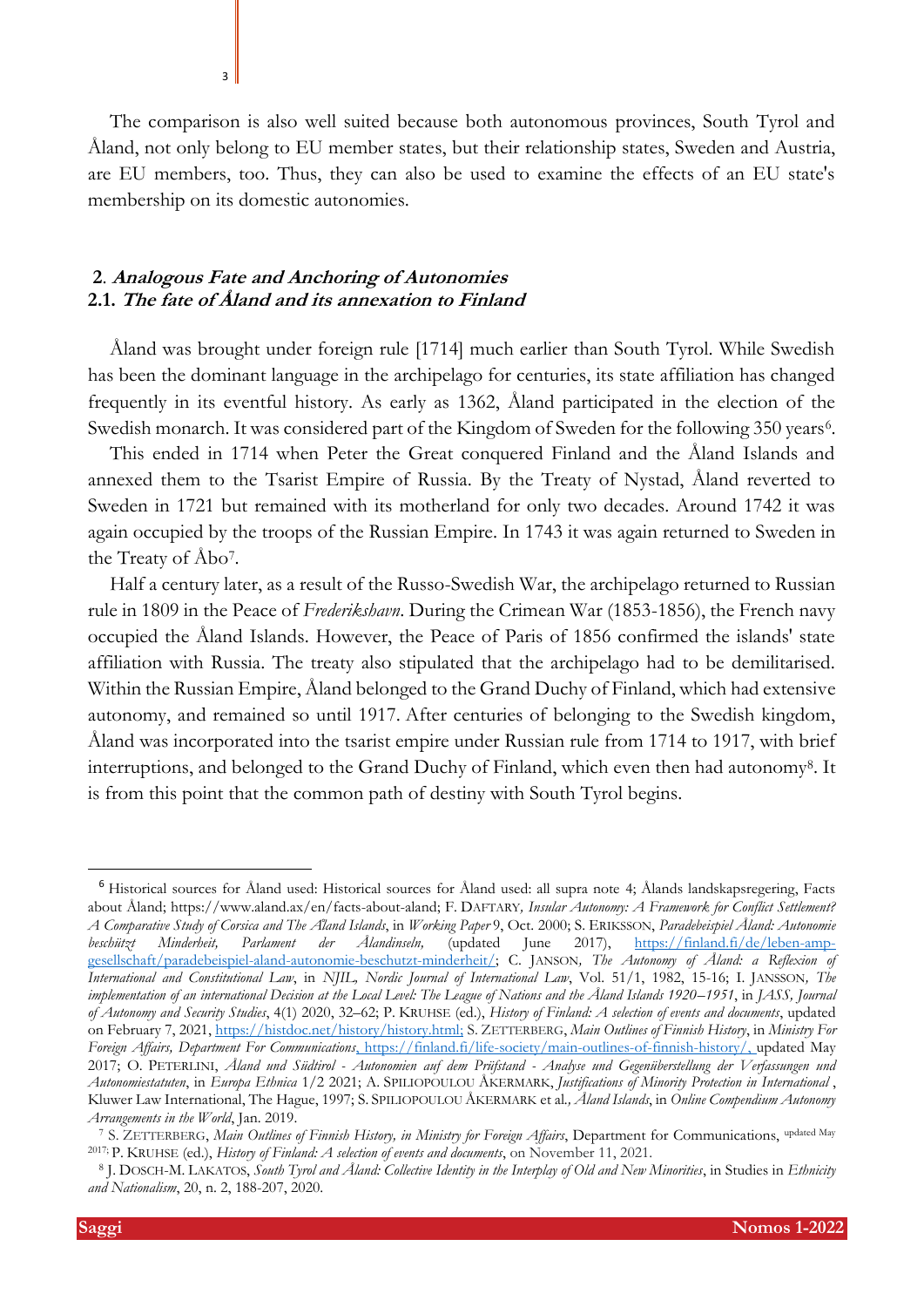The comparison is also well suited because both autonomous provinces, South Tyrol and Åland, not only belong to EU member states, but their relationship states, Sweden and Austria, are EU members, too. Thus, they can also be used to examine the effects of an EU state's membership on its domestic autonomies.

## 2. *Analogous Fate and Anchoring of Autonomies*

### 2.1. *The fate of Åland and its annexation to Finland*

Åland was brought under foreign rule [1714] much earlier than South Tyrol. While Swedish has been the dominant language in the archipelago for centuries, its state affiliation has changed frequently in its eventful history. As early as 1362, Åland participated in the election of the Swedish monarch. It was considered part of the Kingdom of Sweden for the following 350 years[6].

This ended in 1714 when Peter the Great conquered Finland and the Åland Islands and annexed them to the Tsarist Empire of Russia. By the Treaty of Nystad, Åland reverted to Sweden in 1721 but remained with its motherland for only two decades. Around 1742 it was again occupied by the troops of the Russian Empire. In 1743 it was again returned to Sweden in the Treaty of Åbo[7].

Half a century later, as a result of the Russo-Swedish War, the archipelago returned to Russian rule in 1809 in the Peace of *Frederikshavn*. During the Crimean War (1853-1856), the French navy occupied the Åland Islands. However, the Peace of Paris of 1856 confirmed the islands' state affiliation with Russia. The treaty also stipulated that the archipelago had to be demilitarised. Within the Russian Empire, Åland belonged to the Grand Duchy of Finland, which had extensive autonomy, and remained so until 1917. After centuries of belonging to the Swedish kingdom, Åland was incorporated into the tsarist empire under Russian rule from 1714 to 1917, with brief interruptions, and belonged to the Grand Duchy of Finland, which even then had autonomy[8]. It is from this point that the common path of destiny with South Tyrol begins.

---

[6] Historical sources for Åland used: Historical sources for Åland used: all supra note 4; Ålands landskapsregering, Facts about Åland; https://www.aland.ax/en/facts-about-aland; F. DAFTARY, *Insular Autonomy: A Framework for Conflict Settlement? A Comparative Study of Corsica and The Åland Islands*, in *Working Paper* 9, Oct. 2000; S. ERIKSSON, *Paradebeispiel Åland: Autonomie beschützt Minderheit, Parlament der Ålandinseln,* (updated June 2017), https://finland.fi/de/leben-amp-gesellschaft/paradebeispiel-aland-autonomie-beschutzt-minderheit/; C. JANSON, *The Autonomy of Åland: a Reflexion of International and Constitutional Law*, in *NJIL, Nordic Journal of International Law*, Vol. 51/1, 1982, 15-16; I. JANSSON, *The implementation of an international Decision at the Local Level: The League of Nations and the Åland Islands 1920–1951*, in *JASS, Journal of Autonomy and Security Studies*, 4(1) 2020, 32–62; P. KRUHSE (ed.), *History of Finland: A selection of events and documents*, updated on February 7, 2021, https://histdoc.net/history/history.html; S. ZETTERBERG, *Main Outlines of Finnish History*, in *Ministry For Foreign Affairs, Department For Communications*, https://finland.fi/life-society/main-outlines-of-finnish-history/, updated May 2017; O. PETERLINI, *Åland und Südtirol - Autonomien auf dem Prüfstand - Analyse und Gegenüberstellung der Verfassungen und Autonomiestatuten*, in *Europa Ethnica* 1/2 2021; A. SPILIOPOULOU ÅKERMARK, *Justifications of Minority Protection in International*, Kluwer Law International, The Hague, 1997; S. SPILIOPOULOU ÅKERMARK et al., *Åland Islands*, in *Online Compendium Autonomy Arrangements in the World*, Jan. 2019.

[7] S. ZETTERBERG, *Main Outlines of Finnish History, in Ministry for Foreign Affairs*, Department for Communications, updated May 2017; P. KRUHSE (ed.), *History of Finland: A selection of events and documents*, on November 11, 2021.

[8] J. DOSCH-M. LAKATOS, *South Tyrol and Åland: Collective Identity in the Interplay of Old and New Minorities*, in Studies in *Ethnicity and Nationalism*, 20, n. 2, 188-207, 2020.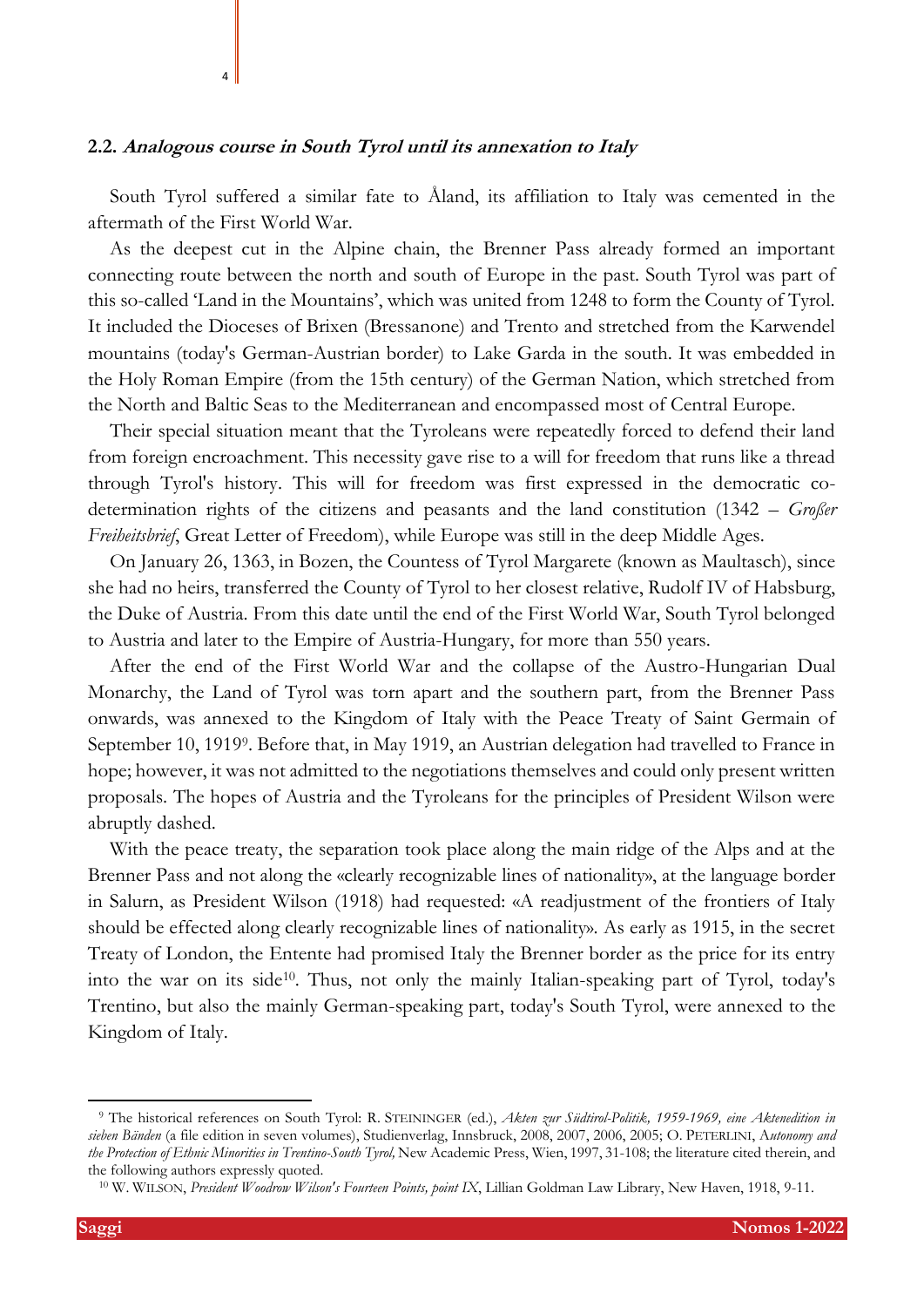### 2.2. ***Analogous course in South Tyrol until its annexation to Italy***

South Tyrol suffered a similar fate to Åland, its affiliation to Italy was cemented in the aftermath of the First World War.

As the deepest cut in the Alpine chain, the Brenner Pass already formed an important connecting route between the north and south of Europe in the past. South Tyrol was part of this so-called 'Land in the Mountains', which was united from 1248 to form the County of Tyrol. It included the Dioceses of Brixen (Bressanone) and Trento and stretched from the Karwendel mountains (today's German-Austrian border) to Lake Garda in the south. It was embedded in the Holy Roman Empire (from the 15th century) of the German Nation, which stretched from the North and Baltic Seas to the Mediterranean and encompassed most of Central Europe.

Their special situation meant that the Tyroleans were repeatedly forced to defend their land from foreign encroachment. This necessity gave rise to a will for freedom that runs like a thread through Tyrol's history. This will for freedom was first expressed in the democratic co-determination rights of the citizens and peasants and the land constitution (1342 – *Großer Freiheitsbrief*, Great Letter of Freedom), while Europe was still in the deep Middle Ages.

On January 26, 1363, in Bozen, the Countess of Tyrol Margarete (known as Maultasch), since she had no heirs, transferred the County of Tyrol to her closest relative, Rudolf IV of Habsburg, the Duke of Austria. From this date until the end of the First World War, South Tyrol belonged to Austria and later to the Empire of Austria-Hungary, for more than 550 years.

After the end of the First World War and the collapse of the Austro-Hungarian Dual Monarchy, the Land of Tyrol was torn apart and the southern part, from the Brenner Pass onwards, was annexed to the Kingdom of Italy with the Peace Treaty of Saint Germain of September 10, 1919[9]. Before that, in May 1919, an Austrian delegation had travelled to France in hope; however, it was not admitted to the negotiations themselves and could only present written proposals. The hopes of Austria and the Tyroleans for the principles of President Wilson were abruptly dashed.

With the peace treaty, the separation took place along the main ridge of the Alps and at the Brenner Pass and not along the «clearly recognizable lines of nationality», at the language border in Salurn, as President Wilson (1918) had requested: «A readjustment of the frontiers of Italy should be effected along clearly recognizable lines of nationality». As early as 1915, in the secret Treaty of London, the Entente had promised Italy the Brenner border as the price for its entry into the war on its side[10]. Thus, not only the mainly Italian-speaking part of Tyrol, today's Trentino, but also the mainly German-speaking part, today's South Tyrol, were annexed to the Kingdom of Italy.

---

[9] The historical references on South Tyrol: R. STEININGER (ed.), *Akten zur Südtirol-Politik, 1959-1969, eine Aktenedition in sieben Bänden* (a file edition in seven volumes), Studienverlag, Innsbruck, 2008, 2007, 2006, 2005; O. PETERLINI, A*utonomy and the Protection of Ethnic Minorities in Trentino-South Tyrol,* New Academic Press, Wien, 1997, 31-108; the literature cited therein, and the following authors expressly quoted.

[10] W. WILSON, *President Woodrow Wilson's Fourteen Points, point IX*, Lillian Goldman Law Library, New Haven, 1918, 9-11.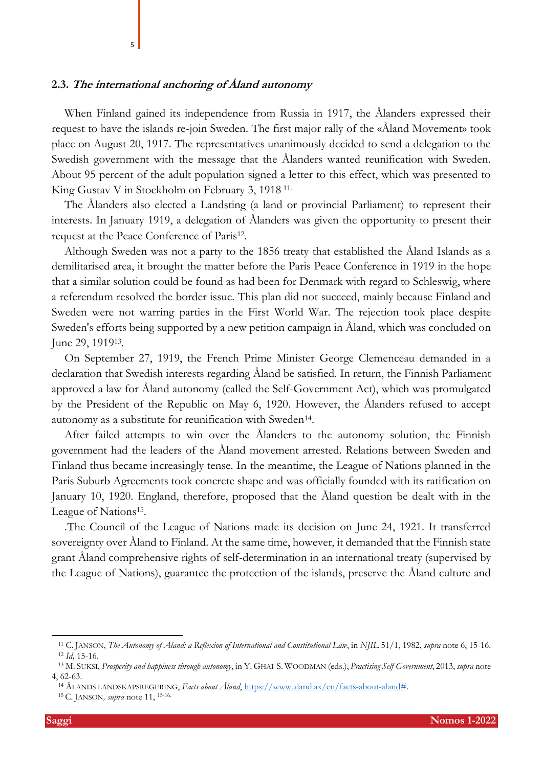### 2.3. *The international anchoring of Åland autonomy*

When Finland gained its independence from Russia in 1917, the Ålanders expressed their request to have the islands re-join Sweden. The first major rally of the «Åland Movement» took place on August 20, 1917. The representatives unanimously decided to send a delegation to the Swedish government with the message that the Ålanders wanted reunification with Sweden. About 95 percent of the adult population signed a letter to this effect, which was presented to King Gustav V in Stockholm on February 3, 1918 [11.]

The Ålanders also elected a Landsting (a land or provincial Parliament) to represent their interests. In January 1919, a delegation of Ålanders was given the opportunity to present their request at the Peace Conference of Paris[12].

Although Sweden was not a party to the 1856 treaty that established the Åland Islands as a demilitarised area, it brought the matter before the Paris Peace Conference in 1919 in the hope that a similar solution could be found as had been for Denmark with regard to Schleswig, where a referendum resolved the border issue. This plan did not succeed, mainly because Finland and Sweden were not warring parties in the First World War. The rejection took place despite Sweden's efforts being supported by a new petition campaign in Åland, which was concluded on June 29, 1919[13].

On September 27, 1919, the French Prime Minister George Clemenceau demanded in a declaration that Swedish interests regarding Åland be satisfied. In return, the Finnish Parliament approved a law for Åland autonomy (called the Self-Government Act), which was promulgated by the President of the Republic on May 6, 1920. However, the Ålanders refused to accept autonomy as a substitute for reunification with Sweden[14].

After failed attempts to win over the Ålanders to the autonomy solution, the Finnish government had the leaders of the Åland movement arrested. Relations between Sweden and Finland thus became increasingly tense. In the meantime, the League of Nations planned in the Paris Suburb Agreements took concrete shape and was officially founded with its ratification on January 10, 1920. England, therefore, proposed that the Åland question be dealt with in the League of Nations[15].

.The Council of the League of Nations made its decision on June 24, 1921. It transferred sovereignty over Åland to Finland. At the same time, however, it demanded that the Finnish state grant Åland comprehensive rights of self-determination in an international treaty (supervised by the League of Nations), guarantee the protection of the islands, preserve the Åland culture and

---

[11] C. JANSON, *The Autonomy of Åland: a Reflexion of International and Constitutional Law*, in *NJIL* 51/1, 1982, *supra* note 6, 15-16.

[12] *Id*, 15-16.

[13] M. SUKSI, *Prosperity and happiness through autonomy*, in Y. GHAI-S. WOODMAN (eds.), *Practising Self-Government*, 2013, *supra* note 4, 62-63.

[14] ÅLANDS LANDSKAPSREGERING, *Facts about Åland*, https://www.aland.ax/en/facts-about-aland#.

[15] C. JANSON, *supra* note 11, [15-16.]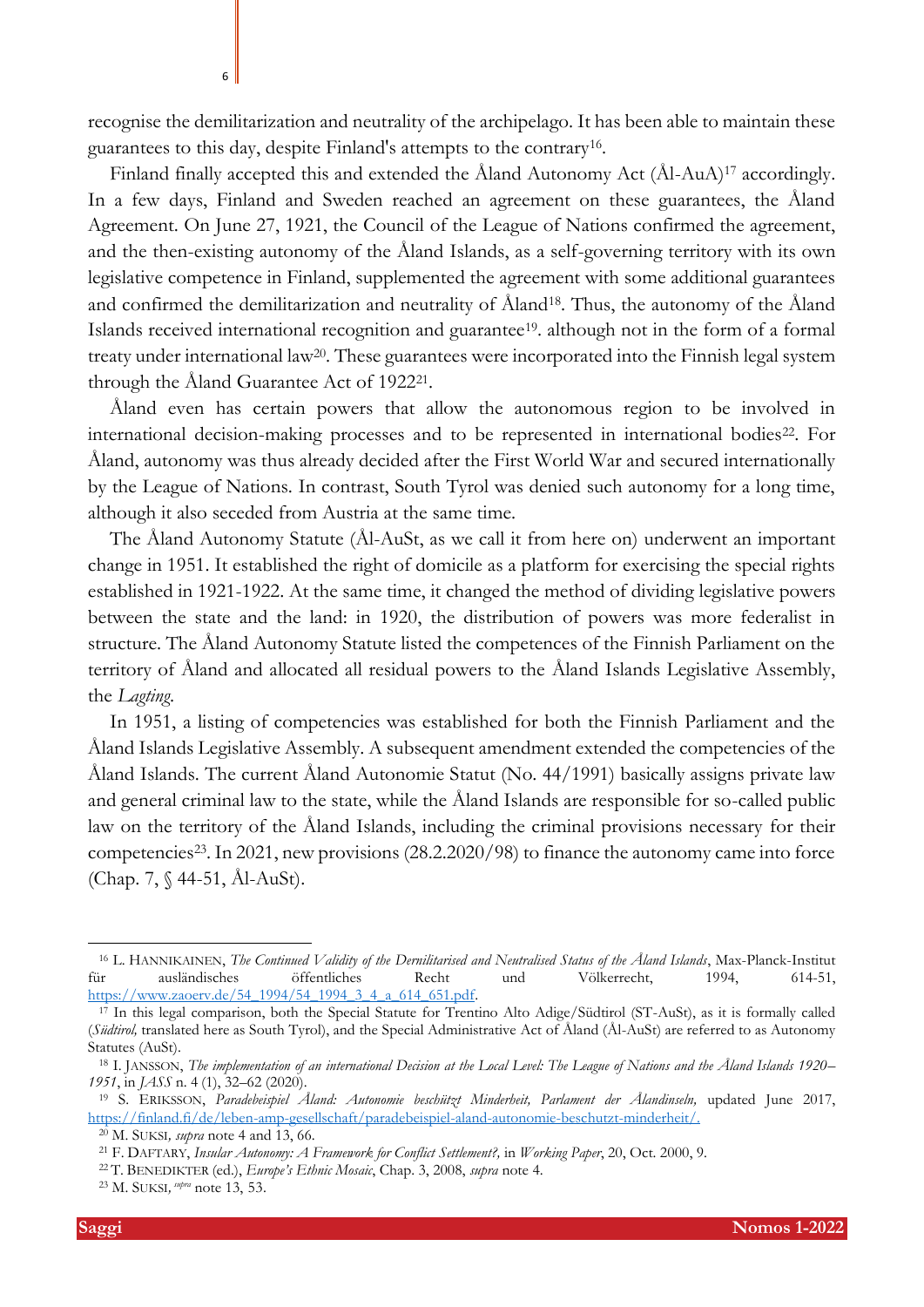recognise the demilitarization and neutrality of the archipelago. It has been able to maintain these guarantees to this day, despite Finland's attempts to the contrary[16].

Finland finally accepted this and extended the Åland Autonomy Act (Ål-AuA)[17] accordingly. In a few days, Finland and Sweden reached an agreement on these guarantees, the Åland Agreement. On June 27, 1921, the Council of the League of Nations confirmed the agreement, and the then-existing autonomy of the Åland Islands, as a self-governing territory with its own legislative competence in Finland, supplemented the agreement with some additional guarantees and confirmed the demilitarization and neutrality of Åland[18]. Thus, the autonomy of the Åland Islands received international recognition and guarantee[19]. although not in the form of a formal treaty under international law[20]. These guarantees were incorporated into the Finnish legal system through the Åland Guarantee Act of 1922[21].

Åland even has certain powers that allow the autonomous region to be involved in international decision-making processes and to be represented in international bodies[22]. For Åland, autonomy was thus already decided after the First World War and secured internationally by the League of Nations. In contrast, South Tyrol was denied such autonomy for a long time, although it also seceded from Austria at the same time.

The Åland Autonomy Statute (Ål-AuSt, as we call it from here on) underwent an important change in 1951. It established the right of domicile as a platform for exercising the special rights established in 1921-1922. At the same time, it changed the method of dividing legislative powers between the state and the land: in 1920, the distribution of powers was more federalist in structure. The Åland Autonomy Statute listed the competences of the Finnish Parliament on the territory of Åland and allocated all residual powers to the Åland Islands Legislative Assembly, the *Lagting*.

In 1951, a listing of competencies was established for both the Finnish Parliament and the Åland Islands Legislative Assembly. A subsequent amendment extended the competencies of the Åland Islands. The current Åland Autonomie Statut (No. 44/1991) basically assigns private law and general criminal law to the state, while the Åland Islands are responsible for so-called public law on the territory of the Åland Islands, including the criminal provisions necessary for their competencies[23]. In 2021, new provisions (28.2.2020/98) to finance the autonomy came into force (Chap. 7, § 44-51, Ål-AuSt).

---

[16] L. HANNIKAINEN, *The Continued Validity of the Demilitarised and Neutralised Status of the Åland Islands*, Max-Planck-Institut für ausländisches öffentliches Recht und Völkerrecht, 1994, 614-51, https://www.zaoerv.de/54_1994/54_1994_3_4_a_614_651.pdf.

[17] In this legal comparison, both the Special Statute for Trentino Alto Adige/Südtirol (ST-AuSt), as it is formally called (*Südtirol,* translated here as South Tyrol), and the Special Administrative Act of Åland (Ål-AuSt) are referred to as Autonomy Statutes (AuSt).

[18] I. JANSSON, *The implementation of an international Decision at the Local Level: The League of Nations and the Åland Islands 1920–1951*, in *JASS* n. 4 (1), 32–62 (2020).

[19] S. ERIKSSON, *Paradebeispiel Åland: Autonomie beschützt Minderheit, Parlament der Ålandinseln,* updated June 2017, https://finland.fi/de/leben-amp-gesellschaft/paradebeispiel-aland-autonomie-beschutzt-minderheit/.

[20] M. SUKSI, *supra* note 4 and 13, 66.

[21] F. DAFTARY, *Insular Autonomy: A Framework for Conflict Settlement?,* in *Working Paper*, 20, Oct. 2000, 9.

[22] T. BENEDIKTER (ed.), *Europe's Ethnic Mosaic*, Chap. 3, 2008, *supra* note 4.

[23] M. SUKSI, *supra* note 13, 53.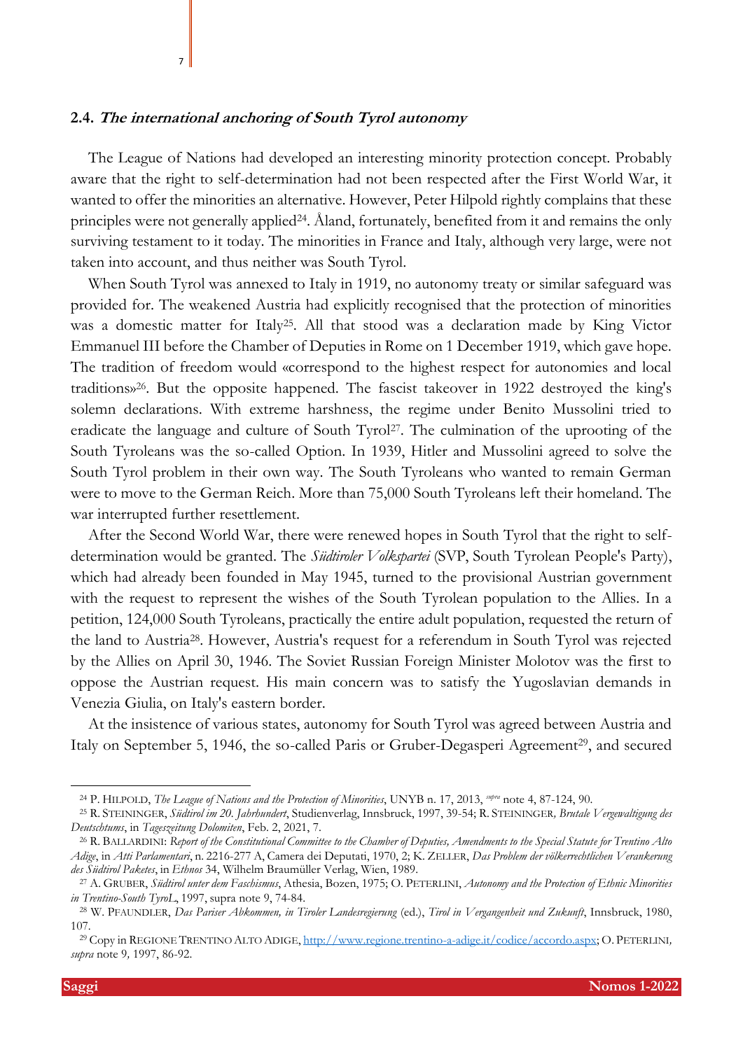### 2.4. ***The international anchoring of South Tyrol autonomy***

The League of Nations had developed an interesting minority protection concept. Probably aware that the right to self-determination had not been respected after the First World War, it wanted to offer the minorities an alternative. However, Peter Hilpold rightly complains that these principles were not generally applied[24]. Åland, fortunately, benefited from it and remains the only surviving testament to it today. The minorities in France and Italy, although very large, were not taken into account, and thus neither was South Tyrol.

When South Tyrol was annexed to Italy in 1919, no autonomy treaty or similar safeguard was provided for. The weakened Austria had explicitly recognised that the protection of minorities was a domestic matter for Italy[25]. All that stood was a declaration made by King Victor Emmanuel III before the Chamber of Deputies in Rome on 1 December 1919, which gave hope. The tradition of freedom would «correspond to the highest respect for autonomies and local traditions»[26]. But the opposite happened. The fascist takeover in 1922 destroyed the king's solemn declarations. With extreme harshness, the regime under Benito Mussolini tried to eradicate the language and culture of South Tyrol[27]. The culmination of the uprooting of the South Tyroleans was the so-called Option. In 1939, Hitler and Mussolini agreed to solve the South Tyrol problem in their own way. The South Tyroleans who wanted to remain German were to move to the German Reich. More than 75,000 South Tyroleans left their homeland. The war interrupted further resettlement.

After the Second World War, there were renewed hopes in South Tyrol that the right to self-determination would be granted. The *Südtiroler Volkspartei* (SVP, South Tyrolean People's Party), which had already been founded in May 1945, turned to the provisional Austrian government with the request to represent the wishes of the South Tyrolean population to the Allies. In a petition, 124,000 South Tyroleans, practically the entire adult population, requested the return of the land to Austria[28]. However, Austria's request for a referendum in South Tyrol was rejected by the Allies on April 30, 1946. The Soviet Russian Foreign Minister Molotov was the first to oppose the Austrian request. His main concern was to satisfy the Yugoslavian demands in Venezia Giulia, on Italy's eastern border.

At the insistence of various states, autonomy for South Tyrol was agreed between Austria and Italy on September 5, 1946, the so-called Paris or Gruber-Degasperi Agreement[29], and secured

---

[24] P. HILPOLD, *The League of Nations and the Protection of Minorities*, UNYB n. 17, 2013, *supra* note 4, 87-124, 90.

[25] R. STEININGER, *Südtirol im 20. Jahrhundert*, Studienverlag, Innsbruck, 1997, 39-54; R. STEININGER, *Brutale Vergewaltigung des Deutschtums*, in *Tageszeitung Dolomiten*, Feb. 2, 2021, 7.

[26] R. BALLARDINI: *Report of the Constitutional Committee to the Chamber of Deputies, Amendments to the Special Statute for Trentino Alto Adige*, in *Atti Parlamentari*, n. 2216-277 A, Camera dei Deputati, 1970, 2; K. ZELLER, *Das Problem der völkerrechtlichen Verankerung des Südtirol Paketes*, in *Ethnos* 34, Wilhelm Braumüller Verlag, Wien, 1989.

[27] A. GRUBER, *Südtirol unter dem Faschismus*, Athesia, Bozen, 1975; O. PETERLINI, *Autonomy and the Protection of Ethnic Minorities in Trentino-South Tyrol*., 1997, supra note 9, 74-84.

[28] W. PFAUNDLER, *Das Pariser Abkommen, in Tiroler Landesregierung* (ed.), *Tirol in Vergangenheit und Zukunft*, Innsbruck, 1980, 107.

[29] Copy in REGIONE TRENTINO ALTO ADIGE, http://www.regione.trentino-a-adige.it/codice/accordo.aspx; O. PETERLINI, *supra* note 9, 1997, 86-92.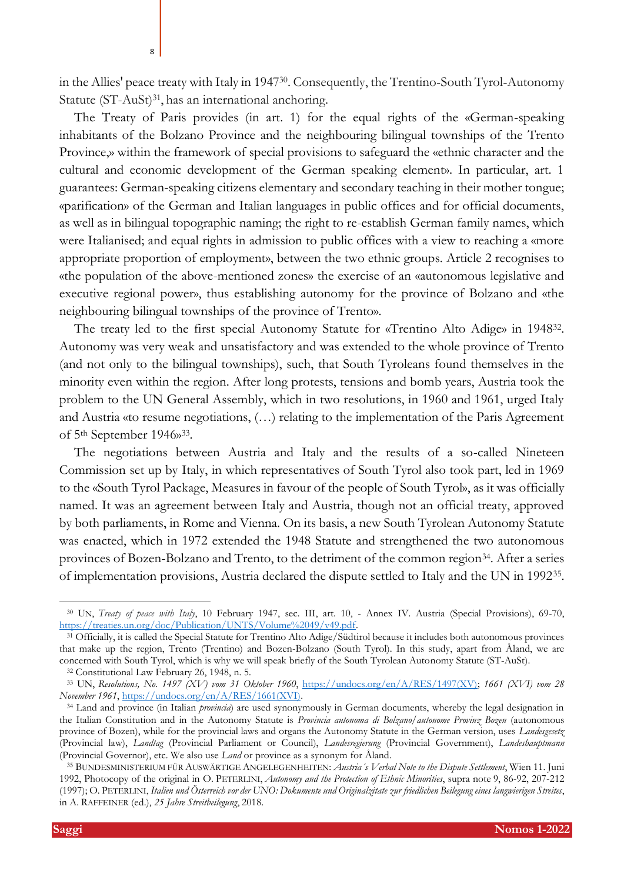in the Allies' peace treaty with Italy in 1947[30]. Consequently, the Trentino-South Tyrol-Autonomy Statute (ST-AuSt)[31], has an international anchoring.

The Treaty of Paris provides (in art. 1) for the equal rights of the «German-speaking inhabitants of the Bolzano Province and the neighbouring bilingual townships of the Trento Province,» within the framework of special provisions to safeguard the «ethnic character and the cultural and economic development of the German speaking element». In particular, art. 1 guarantees: German-speaking citizens elementary and secondary teaching in their mother tongue; «parification» of the German and Italian languages in public offices and for official documents, as well as in bilingual topographic naming; the right to re-establish German family names, which were Italianised; and equal rights in admission to public offices with a view to reaching a «more appropriate proportion of employment», between the two ethnic groups. Article 2 recognises to «the population of the above-mentioned zones» the exercise of an «autonomous legislative and executive regional power», thus establishing autonomy for the province of Bolzano and «the neighbouring bilingual townships of the province of Trento».

The treaty led to the first special Autonomy Statute for «Trentino Alto Adige» in 1948[32]. Autonomy was very weak and unsatisfactory and was extended to the whole province of Trento (and not only to the bilingual townships), such, that South Tyroleans found themselves in the minority even within the region. After long protests, tensions and bomb years, Austria took the problem to the UN General Assembly, which in two resolutions, in 1960 and 1961, urged Italy and Austria «to resume negotiations, (…) relating to the implementation of the Paris Agreement of 5th September 1946»[33].

The negotiations between Austria and Italy and the results of a so-called Nineteen Commission set up by Italy, in which representatives of South Tyrol also took part, led in 1969 to the «South Tyrol Package, Measures in favour of the people of South Tyrol», as it was officially named. It was an agreement between Italy and Austria, though not an official treaty, approved by both parliaments, in Rome and Vienna. On its basis, a new South Tyrolean Autonomy Statute was enacted, which in 1972 extended the 1948 Statute and strengthened the two autonomous provinces of Bozen-Bolzano and Trento, to the detriment of the common region[34]. After a series of implementation provisions, Austria declared the dispute settled to Italy and the UN in 1992[35].

---

[30] UN, *Treaty of peace with Italy*, 10 February 1947, sec. III, art. 10, - Annex IV. Austria (Special Provisions), 69-70, https://treaties.un.org/doc/Publication/UNTS/Volume%2049/v49.pdf.

[31] Officially, it is called the Special Statute for Trentino Alto Adige/Südtirol because it includes both autonomous provinces that make up the region, Trento (Trentino) and Bozen-Bolzano (South Tyrol). In this study, apart from Åland, we are concerned with South Tyrol, which is why we will speak briefly of the South Tyrolean Autonomy Statute (ST-AuSt).

[32] Constitutional Law February 26, 1948, n. 5.

[33] UN, *Resolutions, No. 1497 (XV) vom 31 Oktober 1960*, https://undocs.org/en/A/RES/1497(XV); *1661 (XVI) vom 28 November 1961*, https://undocs.org/en/A/RES/1661(XVI).

[34] Land and province (in Italian *provincia*) are used synonymously in German documents, whereby the legal designation in the Italian Constitution and in the Autonomy Statute is *Provincia autonoma di Bolzano/autonome Provinz Bozen* (autonomous province of Bozen), while for the provincial laws and organs the Autonomy Statute in the German version, uses *Landesgesetz* (Provincial law), *Landtag* (Provincial Parliament or Council), *Landesregierung* (Provincial Government), *Landeshauptmann* (Provincial Governor), etc. We also use *Land* or province as a synonym for Åland.

[35] BUNDESMINISTERIUM FÜR AUSWÄRTIGE ANGELEGENHEITEN: *Austria´s Verbal Note to the Dispute Settlement*, Wien 11. Juni 1992, Photocopy of the original in O. PETERLINI, *Autonomy and the Protection of Ethnic Minorities*, supra note 9, 86-92, 207-212 (1997); O. PETERLINI, *Italien und Österreich vor der UNO: Dokumente und Originalzitate zur friedlichen Beilegung eines langwierigen Streites*, in A. RAFFEINER (ed.), *25 Jahre Streitbeilegung*, 2018.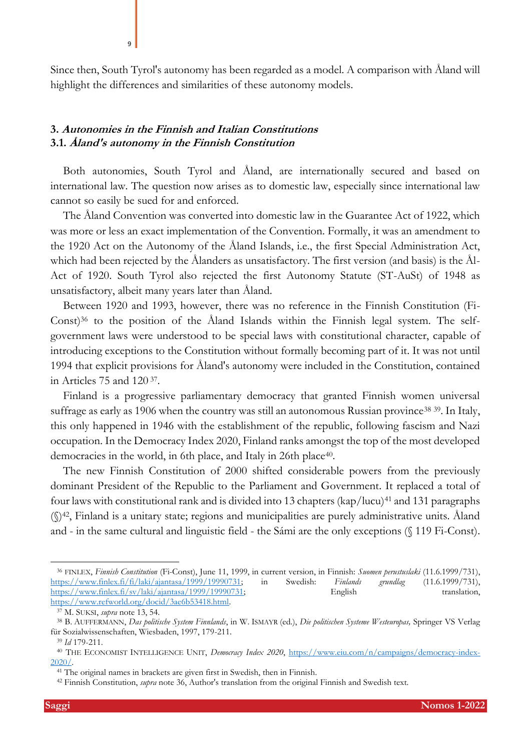Since then, South Tyrol's autonomy has been regarded as a model. A comparison with Åland will highlight the differences and similarities of these autonomy models.

## 3. *Autonomies in the Finnish and Italian Constitutions*

### 3.1. *Åland's autonomy in the Finnish Constitution*

Both autonomies, South Tyrol and Åland, are internationally secured and based on international law. The question now arises as to domestic law, especially since international law cannot so easily be sued for and enforced.

The Åland Convention was converted into domestic law in the Guarantee Act of 1922, which was more or less an exact implementation of the Convention. Formally, it was an amendment to the 1920 Act on the Autonomy of the Åland Islands, i.e., the first Special Administration Act, which had been rejected by the Ålanders as unsatisfactory. The first version (and basis) is the Ål-Act of 1920. South Tyrol also rejected the first Autonomy Statute (ST-AuSt) of 1948 as unsatisfactory, albeit many years later than Åland.

Between 1920 and 1993, however, there was no reference in the Finnish Constitution (Fi-Const)[36] to the position of the Åland Islands within the Finnish legal system. The self-government laws were understood to be special laws with constitutional character, capable of introducing exceptions to the Constitution without formally becoming part of it. It was not until 1994 that explicit provisions for Åland's autonomy were included in the Constitution, contained in Articles 75 and 120 [37].

Finland is a progressive parliamentary democracy that granted Finnish women universal suffrage as early as 1906 when the country was still an autonomous Russian province[38] [39]. In Italy, this only happened in 1946 with the establishment of the republic, following fascism and Nazi occupation. In the Democracy Index 2020, Finland ranks amongst the top of the most developed democracies in the world, in 6th place, and Italy in 26th place[40].

The new Finnish Constitution of 2000 shifted considerable powers from the previously dominant President of the Republic to the Parliament and Government. It replaced a total of four laws with constitutional rank and is divided into 13 chapters (kap/lucu)[41] and 131 paragraphs (§)[42], Finland is a unitary state; regions and municipalities are purely administrative units. Åland and - in the same cultural and linguistic field - the Sámi are the only exceptions (§ 119 Fi-Const).

---

[36] FINLEX, *Finnish Constitution* (Fi-Const), June 11, 1999, in current version, in Finnish: *Suomen perustuslaki* (11.6.1999/731), https://www.finlex.fi/fi/laki/ajantasa/1999/19990731; in Swedish: *Finlands grundlag* (11.6.1999/731), https://www.finlex.fi/sv/laki/ajantasa/1999/19990731; English translation, https://www.refworld.org/docid/3ae6b53418.html.

[37] M. SUKSI, *supra* note 13, 54.

[38] B. AUFFERMANN, *Das politische System Finnlands*, in W. ISMAYR (ed.), *Die politischen Systeme Westeuropas,* Springer VS Verlag für Sozialwissenschaften, Wiesbaden, 1997, 179-211.

[39] *Id* 179-211.

[40] THE ECONOMIST INTELLIGENCE UNIT, *Democracy Index 2020*, https://www.eiu.com/n/campaigns/democracy-index-2020/.

[41] The original names in brackets are given first in Swedish, then in Finnish.

[42] Finnish Constitution, *supra* note 36, Author's translation from the original Finnish and Swedish text.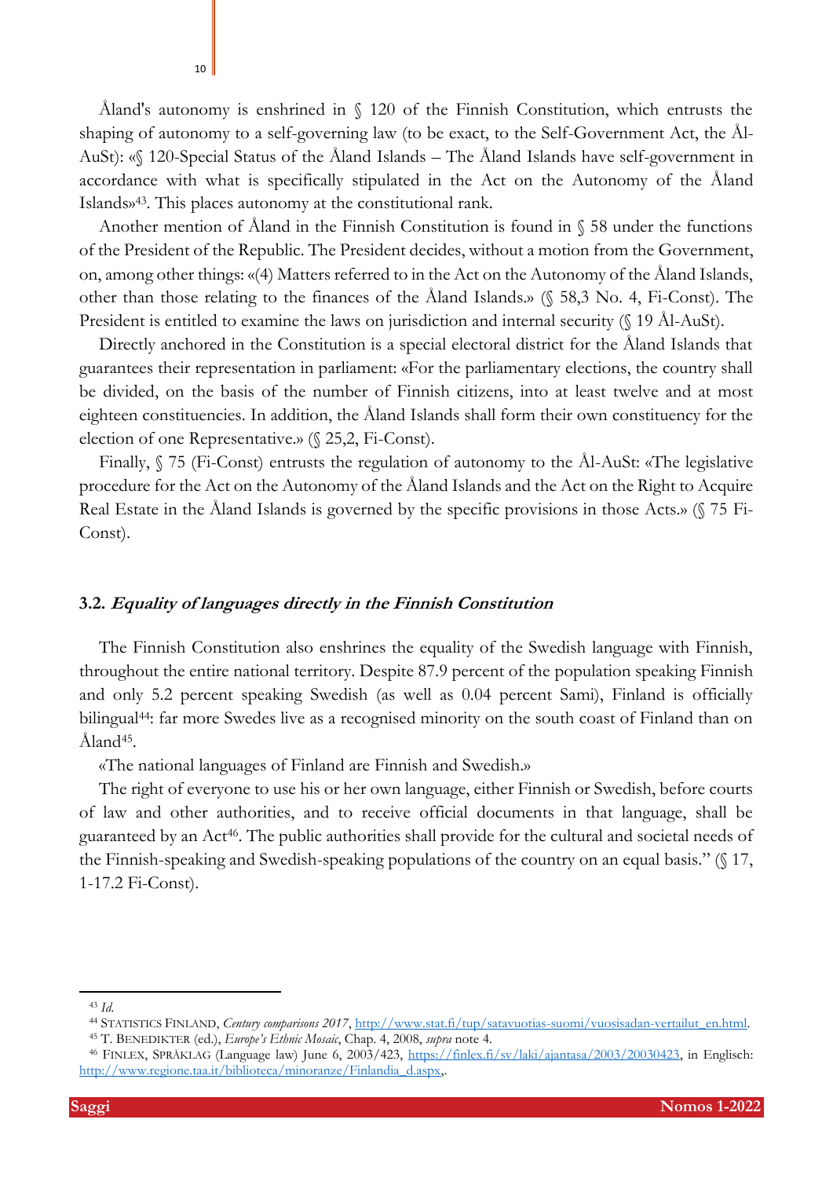Åland's autonomy is enshrined in § 120 of the Finnish Constitution, which entrusts the shaping of autonomy to a self-governing law (to be exact, to the Self-Government Act, the Ål-AuSt): «§ 120-Special Status of the Åland Islands – The Åland Islands have self-government in accordance with what is specifically stipulated in the Act on the Autonomy of the Åland Islands»[43]. This places autonomy at the constitutional rank.

Another mention of Åland in the Finnish Constitution is found in § 58 under the functions of the President of the Republic. The President decides, without a motion from the Government, on, among other things: «(4) Matters referred to in the Act on the Autonomy of the Åland Islands, other than those relating to the finances of the Åland Islands.» (§ 58,3 No. 4, Fi-Const). The President is entitled to examine the laws on jurisdiction and internal security (§ 19 Ål-AuSt).

Directly anchored in the Constitution is a special electoral district for the Åland Islands that guarantees their representation in parliament: «For the parliamentary elections, the country shall be divided, on the basis of the number of Finnish citizens, into at least twelve and at most eighteen constituencies. In addition, the Åland Islands shall form their own constituency for the election of one Representative.» (§ 25,2, Fi-Const).

Finally, § 75 (Fi-Const) entrusts the regulation of autonomy to the Ål-AuSt: «The legislative procedure for the Act on the Autonomy of the Åland Islands and the Act on the Right to Acquire Real Estate in the Åland Islands is governed by the specific provisions in those Acts.» (§ 75 Fi-Const).

### 3.2. *Equality of languages directly in the Finnish Constitution*

The Finnish Constitution also enshrines the equality of the Swedish language with Finnish, throughout the entire national territory. Despite 87.9 percent of the population speaking Finnish and only 5.2 percent speaking Swedish (as well as 0.04 percent Sami), Finland is officially bilingual[44]: far more Swedes live as a recognised minority on the south coast of Finland than on Åland[45].

«The national languages of Finland are Finnish and Swedish.»

The right of everyone to use his or her own language, either Finnish or Swedish, before courts of law and other authorities, and to receive official documents in that language, shall be guaranteed by an Act[46]. The public authorities shall provide for the cultural and societal needs of the Finnish-speaking and Swedish-speaking populations of the country on an equal basis." (§ 17, 1-17.2 Fi-Const).

---

[43] *Id.*

[44] STATISTICS FINLAND, *Century comparisons 2017*, http://www.stat.fi/tup/satavuotias-suomi/vuosisadan-vertailut_en.html.

[45] T. BENEDIKTER (ed.), *Europe's Ethnic Mosaic*, Chap. 4, 2008, *supra* note 4.

[46] FINLEX, SPRÅKLAG (Language law) June 6, 2003/423, https://finlex.fi/sv/laki/ajantasa/2003/20030423, in Englisch: http://www.regione.taa.it/biblioteca/minoranze/Finlandia_d.aspx,.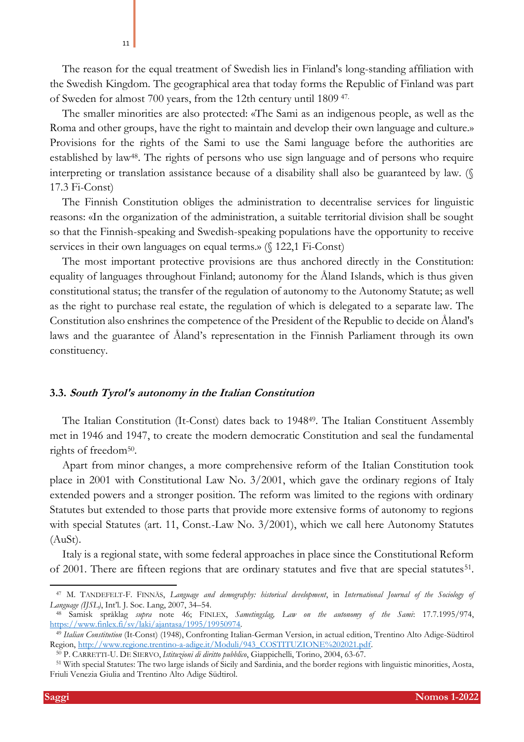The reason for the equal treatment of Swedish lies in Finland's long-standing affiliation with the Swedish Kingdom. The geographical area that today forms the Republic of Finland was part of Sweden for almost 700 years, from the 12th century until 1809 [47].

The smaller minorities are also protected: «The Sami as an indigenous people, as well as the Roma and other groups, have the right to maintain and develop their own language and culture.» Provisions for the rights of the Sami to use the Sami language before the authorities are established by law[48]. The rights of persons who use sign language and of persons who require interpreting or translation assistance because of a disability shall also be guaranteed by law. (§ 17.3 Fi-Const)

The Finnish Constitution obliges the administration to decentralise services for linguistic reasons: «In the organization of the administration, a suitable territorial division shall be sought so that the Finnish-speaking and Swedish-speaking populations have the opportunity to receive services in their own languages on equal terms.» (§ 122,1 Fi-Const)

The most important protective provisions are thus anchored directly in the Constitution: equality of languages throughout Finland; autonomy for the Åland Islands, which is thus given constitutional status; the transfer of the regulation of autonomy to the Autonomy Statute; as well as the right to purchase real estate, the regulation of which is delegated to a separate law. The Constitution also enshrines the competence of the President of the Republic to decide on Åland's laws and the guarantee of Åland's representation in the Finnish Parliament through its own constituency.

### 3.3. *South Tyrol's autonomy in the Italian Constitution*

The Italian Constitution (It-Const) dates back to 1948[49]. The Italian Constituent Assembly met in 1946 and 1947, to create the modern democratic Constitution and seal the fundamental rights of freedom[50].

Apart from minor changes, a more comprehensive reform of the Italian Constitution took place in 2001 with Constitutional Law No. 3/2001, which gave the ordinary regions of Italy extended powers and a stronger position. The reform was limited to the regions with ordinary Statutes but extended to those parts that provide more extensive forms of autonomy to regions with special Statutes (art. 11, Const.-Law No. 3/2001), which we call here Autonomy Statutes (AuSt).

Italy is a regional state, with some federal approaches in place since the Constitutional Reform of 2001. There are fifteen regions that are ordinary statutes and five that are special statutes[51].

---

[47] M. TANDEFELT-F. FINNÄS, *Language and demography: historical development*, in *International Journal of the Sociology of Language (IJSL)*, Int'l. J. Soc. Lang, 2007, 34–54.

[48] Samisk språklag *supra* note 46; FINLEX, *Sametingslag, Law on the autonomy of the Sami*: 17.7.1995/974, https://www.finlex.fi/sv/laki/ajantasa/1995/19950974.

[49] *Italian Constitution* (It-Const) (1948), Confronting Italian-German Version, in actual edition, Trentino Alto Adige-Südtirol Region, http://www.regione.trentino-a-adige.it/Moduli/943_COSTITUZIONE%202021.pdf.

[50] P. CARRETTI-U. DE SIERVO, *Istituzioni di diritto pubblico*, Giappichelli, Torino, 2004, 63-67.

[51] With special Statutes: The two large islands of Sicily and Sardinia, and the border regions with linguistic minorities, Aosta, Friuli Venezia Giulia and Trentino Alto Adige Südtirol.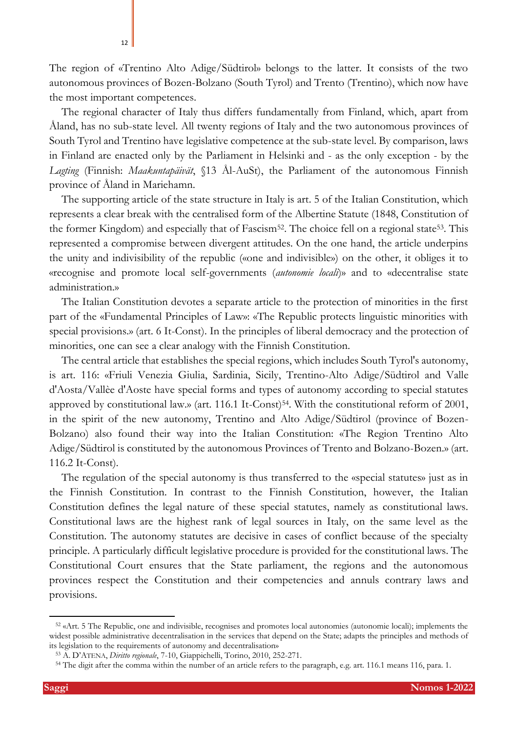The region of «Trentino Alto Adige/Südtirol» belongs to the latter. It consists of the two autonomous provinces of Bozen-Bolzano (South Tyrol) and Trento (Trentino), which now have the most important competences.

The regional character of Italy thus differs fundamentally from Finland, which, apart from Åland, has no sub-state level. All twenty regions of Italy and the two autonomous provinces of South Tyrol and Trentino have legislative competence at the sub-state level. By comparison, laws in Finland are enacted only by the Parliament in Helsinki and - as the only exception - by the *Lagting* (Finnish: *Maakuntapäivät*, §13 Ål-AuSt), the Parliament of the autonomous Finnish province of Åland in Mariehamn.

The supporting article of the state structure in Italy is art. 5 of the Italian Constitution, which represents a clear break with the centralised form of the Albertine Statute (1848, Constitution of the former Kingdom) and especially that of Fascism[52]. The choice fell on a regional state[53]. This represented a compromise between divergent attitudes. On the one hand, the article underpins the unity and indivisibility of the republic («one and indivisible») on the other, it obliges it to «recognise and promote local self-governments (*autonomie locali*)» and to «decentralise state administration.»

The Italian Constitution devotes a separate article to the protection of minorities in the first part of the «Fundamental Principles of Law»: «The Republic protects linguistic minorities with special provisions.» (art. 6 It-Const). In the principles of liberal democracy and the protection of minorities, one can see a clear analogy with the Finnish Constitution.

The central article that establishes the special regions, which includes South Tyrol's autonomy, is art. 116: «Friuli Venezia Giulia, Sardinia, Sicily, Trentino-Alto Adige/Südtirol and Valle d'Aosta/Vallèe d'Aoste have special forms and types of autonomy according to special statutes approved by constitutional law.» (art. 116.1 It-Const)[54]. With the constitutional reform of 2001, in the spirit of the new autonomy, Trentino and Alto Adige/Südtirol (province of Bozen-Bolzano) also found their way into the Italian Constitution: «The Region Trentino Alto Adige/Südtirol is constituted by the autonomous Provinces of Trento and Bolzano-Bozen.» (art. 116.2 It-Const).

The regulation of the special autonomy is thus transferred to the «special statutes» just as in the Finnish Constitution. In contrast to the Finnish Constitution, however, the Italian Constitution defines the legal nature of these special statutes, namely as constitutional laws. Constitutional laws are the highest rank of legal sources in Italy, on the same level as the Constitution. The autonomy statutes are decisive in cases of conflict because of the specialty principle. A particularly difficult legislative procedure is provided for the constitutional laws. The Constitutional Court ensures that the State parliament, the regions and the autonomous provinces respect the Constitution and their competencies and annuls contrary laws and provisions.

---

[52] «Art. 5 The Republic, one and indivisible, recognises and promotes local autonomies (autonomie locali); implements the widest possible administrative decentralisation in the services that depend on the State; adapts the principles and methods of its legislation to the requirements of autonomy and decentralisation»

[53] A. D'Atena, *Diritto regionale*, 7-10, Giappichelli, Torino, 2010, 252-271.

[54] The digit after the comma within the number of an article refers to the paragraph, e.g. art. 116.1 means 116, para. 1.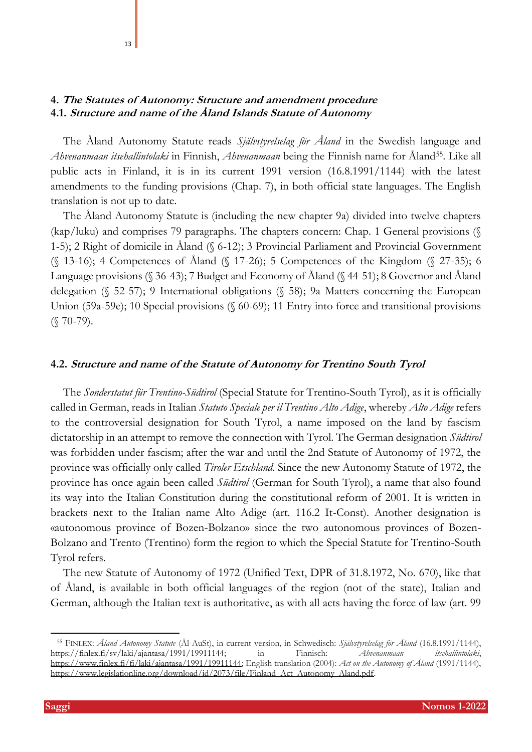## 4. *The Statutes of Autonomy: Structure and amendment procedure*

### 4.1. *Structure and name of the Åland Islands Statute of Autonomy*

The Åland Autonomy Statute reads *Självstyrelselag för Åland* in the Swedish language and *Ahvenanmaan itsehallintolaki* in Finnish, *Ahvenanmaan* being the Finnish name for Åland[55]. Like all public acts in Finland, it is in its current 1991 version (16.8.1991/1144) with the latest amendments to the funding provisions (Chap. 7), in both official state languages. The English translation is not up to date.

The Åland Autonomy Statute is (including the new chapter 9a) divided into twelve chapters (kap/luku) and comprises 79 paragraphs. The chapters concern: Chap. 1 General provisions (§ 1-5); 2 Right of domicile in Åland (§ 6-12); 3 Provincial Parliament and Provincial Government (§ 13-16); 4 Competences of Åland (§ 17-26); 5 Competences of the Kingdom (§ 27-35); 6 Language provisions (§ 36-43); 7 Budget and Economy of Åland (§ 44-51); 8 Governor and Åland delegation (§ 52-57); 9 International obligations (§ 58); 9a Matters concerning the European Union (59a-59e); 10 Special provisions (§ 60-69); 11 Entry into force and transitional provisions (§ 70-79).

### 4.2. *Structure and name of the Statute of Autonomy for Trentino South Tyrol*

The *Sonderstatut für Trentino-Südtirol* (Special Statute for Trentino-South Tyrol), as it is officially called in German, reads in Italian *Statuto Speciale per il Trentino Alto Adige*, whereby *Alto Adige* refers to the controversial designation for South Tyrol, a name imposed on the land by fascism dictatorship in an attempt to remove the connection with Tyrol. The German designation *Südtirol* was forbidden under fascism; after the war and until the 2nd Statute of Autonomy of 1972, the province was officially only called *Tiroler Etschland*. Since the new Autonomy Statute of 1972, the province has once again been called *Südtirol* (German for South Tyrol), a name that also found its way into the Italian Constitution during the constitutional reform of 2001. It is written in brackets next to the Italian name Alto Adige (art. 116.2 It-Const). Another designation is «autonomous province of Bozen-Bolzano» since the two autonomous provinces of Bozen-Bolzano and Trento (Trentino) form the region to which the Special Statute for Trentino-South Tyrol refers.

The new Statute of Autonomy of 1972 (Unified Text, DPR of 31.8.1972, No. 670), like that of Åland, is available in both official languages of the region (not of the state), Italian and German, although the Italian text is authoritative, as with all acts having the force of law (art. 99

---

[55] FINLEX: *Åland Autonomy Statute* (Ål-AuSt), in current version, in Schwedisch: *Självstyrelselag för Åland* (16.8.1991/1144), https://finlex.fi/sv/laki/ajantasa/1991/19911144; in Finnisch: *Ahvenanmaan itsehallintolaki*, https://www.finlex.fi/fi/laki/ajantasa/1991/19911144; English translation (2004): *Act on the Autonomy of Åland* (1991/1144), https://www.legislationline.org/download/id/2073/file/Finland_Act_Autonomy_Aland.pdf.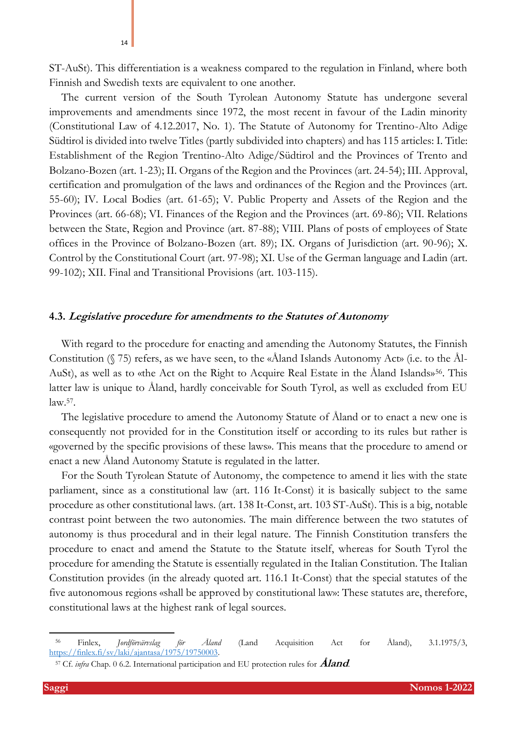ST-AuSt). This differentiation is a weakness compared to the regulation in Finland, where both Finnish and Swedish texts are equivalent to one another.

The current version of the South Tyrolean Autonomy Statute has undergone several improvements and amendments since 1972, the most recent in favour of the Ladin minority (Constitutional Law of 4.12.2017, No. 1). The Statute of Autonomy for Trentino-Alto Adige Südtirol is divided into twelve Titles (partly subdivided into chapters) and has 115 articles: I. Title: Establishment of the Region Trentino-Alto Adige/Südtirol and the Provinces of Trento and Bolzano-Bozen (art. 1-23); II. Organs of the Region and the Provinces (art. 24-54); III. Approval, certification and promulgation of the laws and ordinances of the Region and the Provinces (art. 55-60); IV. Local Bodies (art. 61-65); V. Public Property and Assets of the Region and the Provinces (art. 66-68); VI. Finances of the Region and the Provinces (art. 69-86); VII. Relations between the State, Region and Province (art. 87-88); VIII. Plans of posts of employees of State offices in the Province of Bolzano-Bozen (art. 89); IX. Organs of Jurisdiction (art. 90-96); X. Control by the Constitutional Court (art. 97-98); XI. Use of the German language and Ladin (art. 99-102); XII. Final and Transitional Provisions (art. 103-115).

### 4.3. *Legislative procedure for amendments to the Statutes of Autonomy*

With regard to the procedure for enacting and amending the Autonomy Statutes, the Finnish Constitution (§ 75) refers, as we have seen, to the «Åland Islands Autonomy Act» (i.e. to the Ål-AuSt), as well as to «the Act on the Right to Acquire Real Estate in the Åland Islands»[56]. This latter law is unique to Åland, hardly conceivable for South Tyrol, as well as excluded from EU law.[57].

The legislative procedure to amend the Autonomy Statute of Åland or to enact a new one is consequently not provided for in the Constitution itself or according to its rules but rather is «governed by the specific provisions of these laws». This means that the procedure to amend or enact a new Åland Autonomy Statute is regulated in the latter.

For the South Tyrolean Statute of Autonomy, the competence to amend it lies with the state parliament, since as a constitutional law (art. 116 It-Const) it is basically subject to the same procedure as other constitutional laws. (art. 138 It-Const, art. 103 ST-AuSt). This is a big, notable contrast point between the two autonomies. The main difference between the two statutes of autonomy is thus procedural and in their legal nature. The Finnish Constitution transfers the procedure to enact and amend the Statute to the Statute itself, whereas for South Tyrol the procedure for amending the Statute is essentially regulated in the Italian Constitution. The Italian Constitution provides (in the already quoted art. 116.1 It-Const) that the special statutes of the five autonomous regions «shall be approved by constitutional law»: These statutes are, therefore, constitutional laws at the highest rank of legal sources.

---

[56] Finlex, *Jordförvärvslag för Åland* (Land Acquisition Act for Åland), 3.1.1975/3, https://finlex.fi/sv/laki/ajantasa/1975/19750003.

[57] Cf. *infra* Chap. 0 6.2. International participation and EU protection rules for ***Åland***.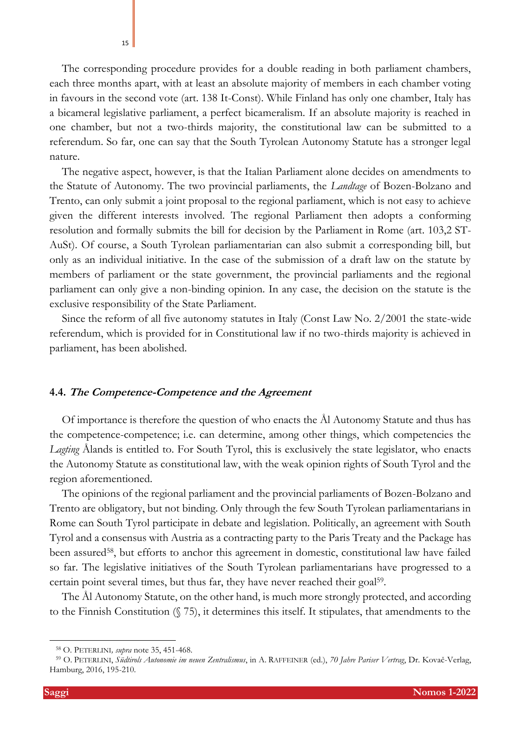The corresponding procedure provides for a double reading in both parliament chambers, each three months apart, with at least an absolute majority of members in each chamber voting in favours in the second vote (art. 138 It-Const). While Finland has only one chamber, Italy has a bicameral legislative parliament, a perfect bicameralism. If an absolute majority is reached in one chamber, but not a two-thirds majority, the constitutional law can be submitted to a referendum. So far, one can say that the South Tyrolean Autonomy Statute has a stronger legal nature.

The negative aspect, however, is that the Italian Parliament alone decides on amendments to the Statute of Autonomy. The two provincial parliaments, the *Landtage* of Bozen-Bolzano and Trento, can only submit a joint proposal to the regional parliament, which is not easy to achieve given the different interests involved. The regional Parliament then adopts a conforming resolution and formally submits the bill for decision by the Parliament in Rome (art. 103,2 ST-AuSt). Of course, a South Tyrolean parliamentarian can also submit a corresponding bill, but only as an individual initiative. In the case of the submission of a draft law on the statute by members of parliament or the state government, the provincial parliaments and the regional parliament can only give a non-binding opinion. In any case, the decision on the statute is the exclusive responsibility of the State Parliament.

Since the reform of all five autonomy statutes in Italy (Const Law No. 2/2001 the state-wide referendum, which is provided for in Constitutional law if no two-thirds majority is achieved in parliament, has been abolished.

### 4.4. *The Competence-Competence and the Agreement*

Of importance is therefore the question of who enacts the Ål Autonomy Statute and thus has the competence-competence; i.e. can determine, among other things, which competencies the *Lagting* Ålands is entitled to. For South Tyrol, this is exclusively the state legislator, who enacts the Autonomy Statute as constitutional law, with the weak opinion rights of South Tyrol and the region aforementioned.

The opinions of the regional parliament and the provincial parliaments of Bozen-Bolzano and Trento are obligatory, but not binding. Only through the few South Tyrolean parliamentarians in Rome can South Tyrol participate in debate and legislation. Politically, an agreement with South Tyrol and a consensus with Austria as a contracting party to the Paris Treaty and the Package has been assured[58], but efforts to anchor this agreement in domestic, constitutional law have failed so far. The legislative initiatives of the South Tyrolean parliamentarians have progressed to a certain point several times, but thus far, they have never reached their goal[59].

The Ål Autonomy Statute, on the other hand, is much more strongly protected, and according to the Finnish Constitution (§ 75), it determines this itself. It stipulates, that amendments to the

---

[58] O. PETERLINI, *supra* note 35, 451-468.

[59] O. PETERLINI, *Südtirols Autonomie im neuen Zentralismus*, in A. RAFFEINER (ed.), *70 Jahre Pariser Vertrag*, Dr. Kovač-Verlag, Hamburg, 2016, 195-210.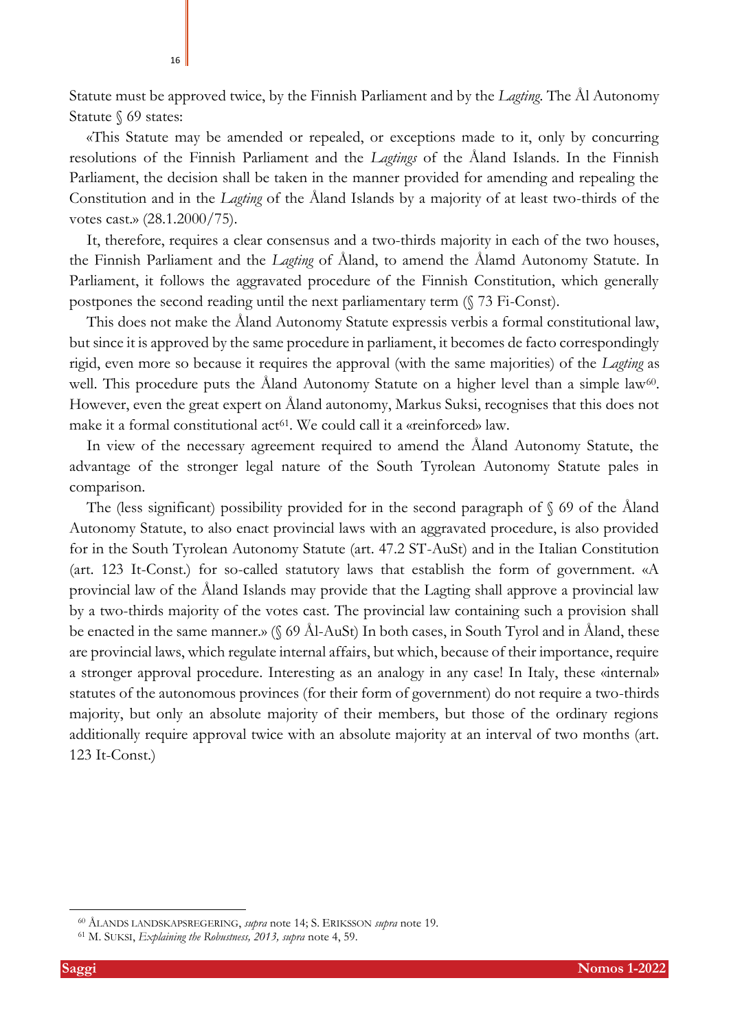Statute must be approved twice, by the Finnish Parliament and by the *Lagting*. The Ål Autonomy Statute § 69 states:

«This Statute may be amended or repealed, or exceptions made to it, only by concurring resolutions of the Finnish Parliament and the *Lagtings* of the Åland Islands. In the Finnish Parliament, the decision shall be taken in the manner provided for amending and repealing the Constitution and in the *Lagting* of the Åland Islands by a majority of at least two-thirds of the votes cast.» (28.1.2000/75).

It, therefore, requires a clear consensus and a two-thirds majority in each of the two houses, the Finnish Parliament and the *Lagting* of Åland, to amend the Ålamd Autonomy Statute. In Parliament, it follows the aggravated procedure of the Finnish Constitution, which generally postpones the second reading until the next parliamentary term (§ 73 Fi-Const).

This does not make the Åland Autonomy Statute expressis verbis a formal constitutional law, but since it is approved by the same procedure in parliament, it becomes de facto correspondingly rigid, even more so because it requires the approval (with the same majorities) of the *Lagting* as well. This procedure puts the Åland Autonomy Statute on a higher level than a simple law[60]. However, even the great expert on Åland autonomy, Markus Suksi, recognises that this does not make it a formal constitutional act[61]. We could call it a «reinforced» law.

In view of the necessary agreement required to amend the Åland Autonomy Statute, the advantage of the stronger legal nature of the South Tyrolean Autonomy Statute pales in comparison.

The (less significant) possibility provided for in the second paragraph of § 69 of the Åland Autonomy Statute, to also enact provincial laws with an aggravated procedure, is also provided for in the South Tyrolean Autonomy Statute (art. 47.2 ST-AuSt) and in the Italian Constitution (art. 123 It-Const.) for so-called statutory laws that establish the form of government. «A provincial law of the Åland Islands may provide that the Lagting shall approve a provincial law by a two-thirds majority of the votes cast. The provincial law containing such a provision shall be enacted in the same manner.» (§ 69 Ål-AuSt) In both cases, in South Tyrol and in Åland, these are provincial laws, which regulate internal affairs, but which, because of their importance, require a stronger approval procedure. Interesting as an analogy in any case! In Italy, these «internal» statutes of the autonomous provinces (for their form of government) do not require a two-thirds majority, but only an absolute majority of their members, but those of the ordinary regions additionally require approval twice with an absolute majority at an interval of two months (art. 123 It-Const.)

---

[60] ÅLANDS LANDSKAPSREGERING, *supra* note 14; S. ERIKSSON *supra* note 19.

[61] M. SUKSI, *Explaining the Robustness, 2013, supra* note 4, 59.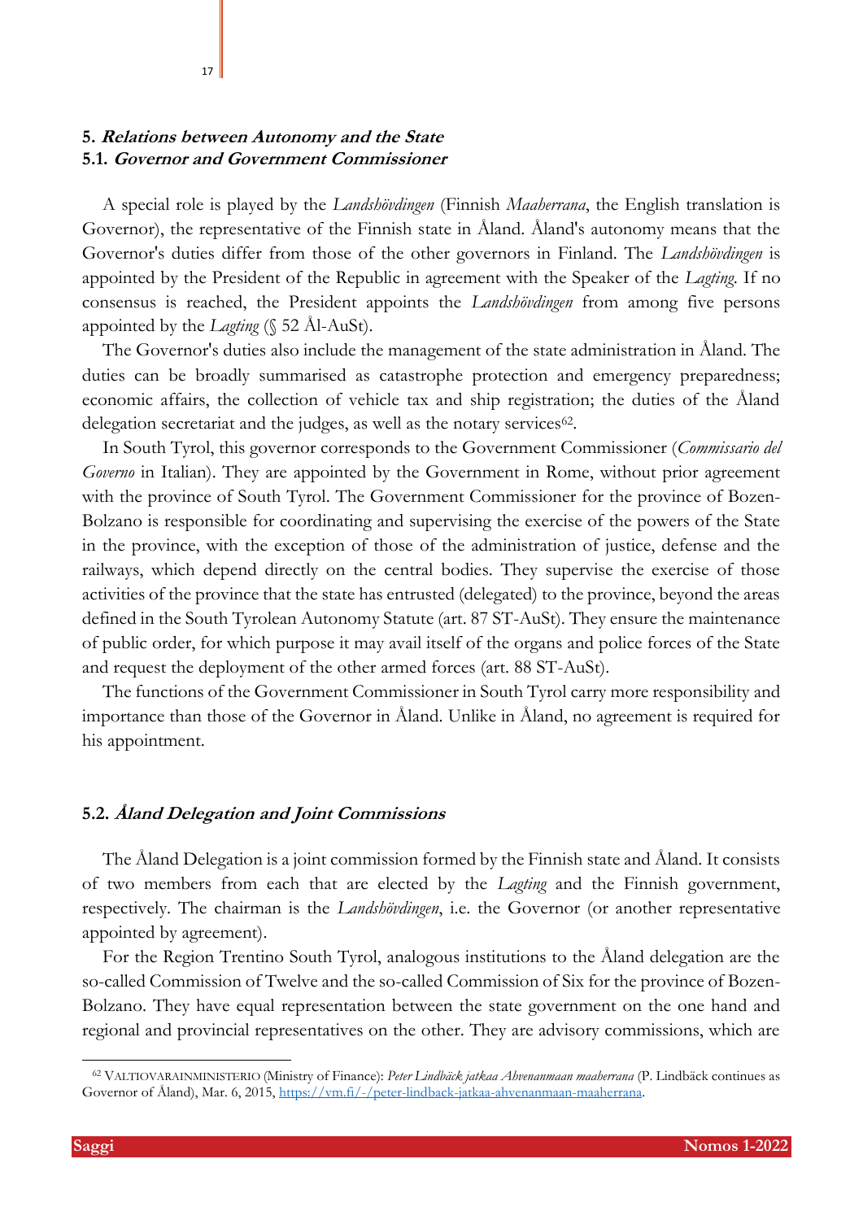## 5. *Relations between Autonomy and the State*

### 5.1. *Governor and Government Commissioner*

A special role is played by the *Landshövdingen* (Finnish *Maaherrana*, the English translation is Governor), the representative of the Finnish state in Åland. Åland's autonomy means that the Governor's duties differ from those of the other governors in Finland. The *Landshövdingen* is appointed by the President of the Republic in agreement with the Speaker of the *Lagting*. If no consensus is reached, the President appoints the *Landshövdingen* from among five persons appointed by the *Lagting* (§ 52 Ål-AuSt).

The Governor's duties also include the management of the state administration in Åland. The duties can be broadly summarised as catastrophe protection and emergency preparedness; economic affairs, the collection of vehicle tax and ship registration; the duties of the Åland delegation secretariat and the judges, as well as the notary services[62].

In South Tyrol, this governor corresponds to the Government Commissioner (*Commissario del Governo* in Italian). They are appointed by the Government in Rome, without prior agreement with the province of South Tyrol. The Government Commissioner for the province of Bozen-Bolzano is responsible for coordinating and supervising the exercise of the powers of the State in the province, with the exception of those of the administration of justice, defense and the railways, which depend directly on the central bodies. They supervise the exercise of those activities of the province that the state has entrusted (delegated) to the province, beyond the areas defined in the South Tyrolean Autonomy Statute (art. 87 ST-AuSt). They ensure the maintenance of public order, for which purpose it may avail itself of the organs and police forces of the State and request the deployment of the other armed forces (art. 88 ST-AuSt).

The functions of the Government Commissioner in South Tyrol carry more responsibility and importance than those of the Governor in Åland. Unlike in Åland, no agreement is required for his appointment.

### 5.2. *Åland Delegation and Joint Commissions*

The Åland Delegation is a joint commission formed by the Finnish state and Åland. It consists of two members from each that are elected by the *Lagting* and the Finnish government, respectively. The chairman is the *Landshövdingen*, i.e. the Governor (or another representative appointed by agreement).

For the Region Trentino South Tyrol, analogous institutions to the Åland delegation are the so-called Commission of Twelve and the so-called Commission of Six for the province of Bozen-Bolzano. They have equal representation between the state government on the one hand and regional and provincial representatives on the other. They are advisory commissions, which are

---

[62] VALTIOVARAINMINISTERIO (Ministry of Finance): *Peter Lindbäck jatkaa Ahvenanmaan maaherrana* (P. Lindbäck continues as Governor of Åland), Mar. 6, 2015, https://vm.fi/-/peter-lindback-jatkaa-ahvenanmaan-maaherrana.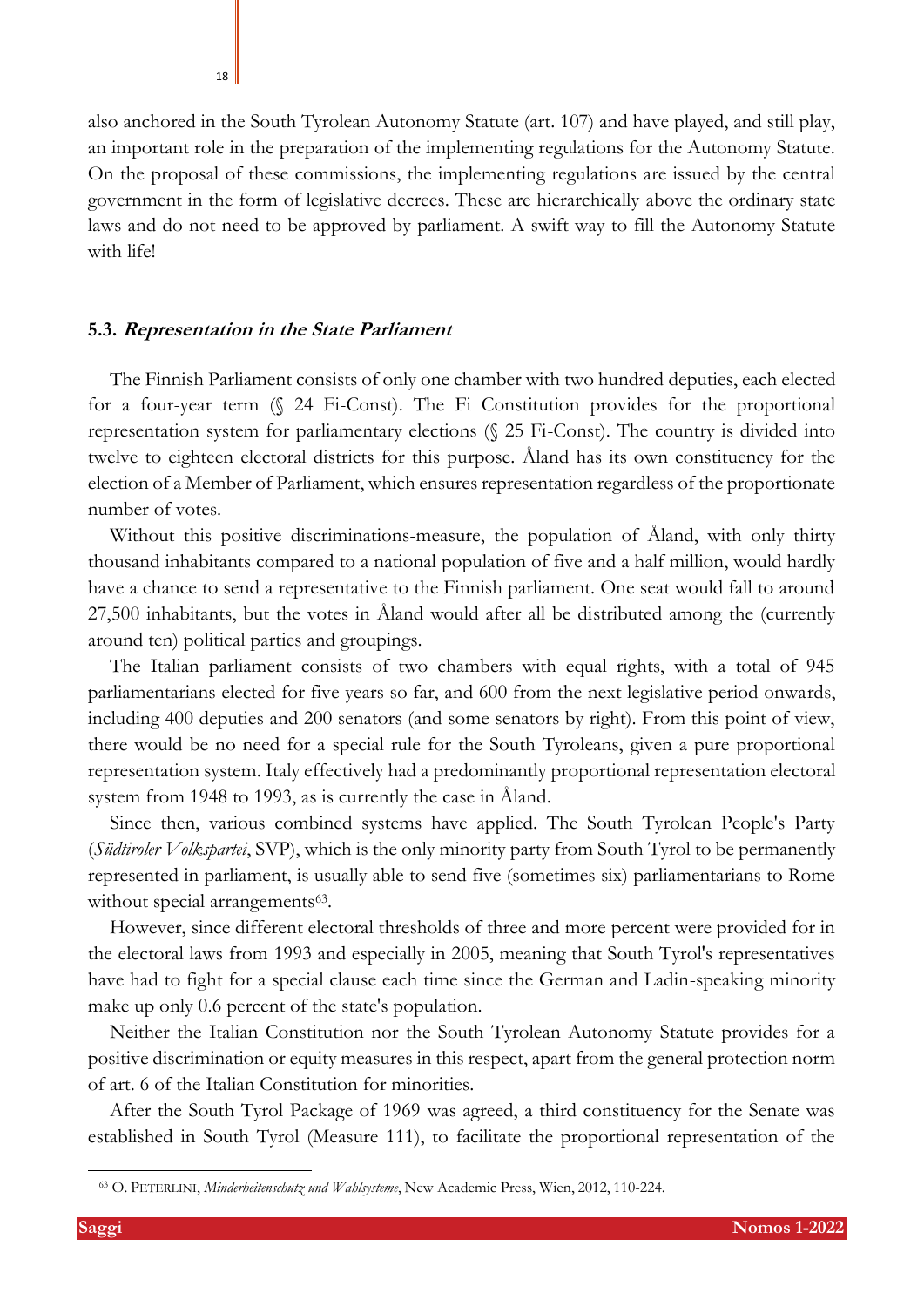also anchored in the South Tyrolean Autonomy Statute (art. 107) and have played, and still play, an important role in the preparation of the implementing regulations for the Autonomy Statute. On the proposal of these commissions, the implementing regulations are issued by the central government in the form of legislative decrees. These are hierarchically above the ordinary state laws and do not need to be approved by parliament. A swift way to fill the Autonomy Statute with life!

### 5.3. *Representation in the State Parliament*

The Finnish Parliament consists of only one chamber with two hundred deputies, each elected for a four-year term (§ 24 Fi-Const). The Fi Constitution provides for the proportional representation system for parliamentary elections (§ 25 Fi-Const). The country is divided into twelve to eighteen electoral districts for this purpose. Åland has its own constituency for the election of a Member of Parliament, which ensures representation regardless of the proportionate number of votes.

Without this positive discriminations-measure, the population of Åland, with only thirty thousand inhabitants compared to a national population of five and a half million, would hardly have a chance to send a representative to the Finnish parliament. One seat would fall to around 27,500 inhabitants, but the votes in Åland would after all be distributed among the (currently around ten) political parties and groupings.

The Italian parliament consists of two chambers with equal rights, with a total of 945 parliamentarians elected for five years so far, and 600 from the next legislative period onwards, including 400 deputies and 200 senators (and some senators by right). From this point of view, there would be no need for a special rule for the South Tyroleans, given a pure proportional representation system. Italy effectively had a predominantly proportional representation electoral system from 1948 to 1993, as is currently the case in Åland.

Since then, various combined systems have applied. The South Tyrolean People's Party (*Südtiroler Volkspartei*, SVP), which is the only minority party from South Tyrol to be permanently represented in parliament, is usually able to send five (sometimes six) parliamentarians to Rome without special arrangements[63].

However, since different electoral thresholds of three and more percent were provided for in the electoral laws from 1993 and especially in 2005, meaning that South Tyrol's representatives have had to fight for a special clause each time since the German and Ladin-speaking minority make up only 0.6 percent of the state's population.

Neither the Italian Constitution nor the South Tyrolean Autonomy Statute provides for a positive discrimination or equity measures in this respect, apart from the general protection norm of art. 6 of the Italian Constitution for minorities.

After the South Tyrol Package of 1969 was agreed, a third constituency for the Senate was established in South Tyrol (Measure 111), to facilitate the proportional representation of the

---

[63] O. PETERLINI, *Minderheitenschutz und Wahlsysteme*, New Academic Press, Wien, 2012, 110-224.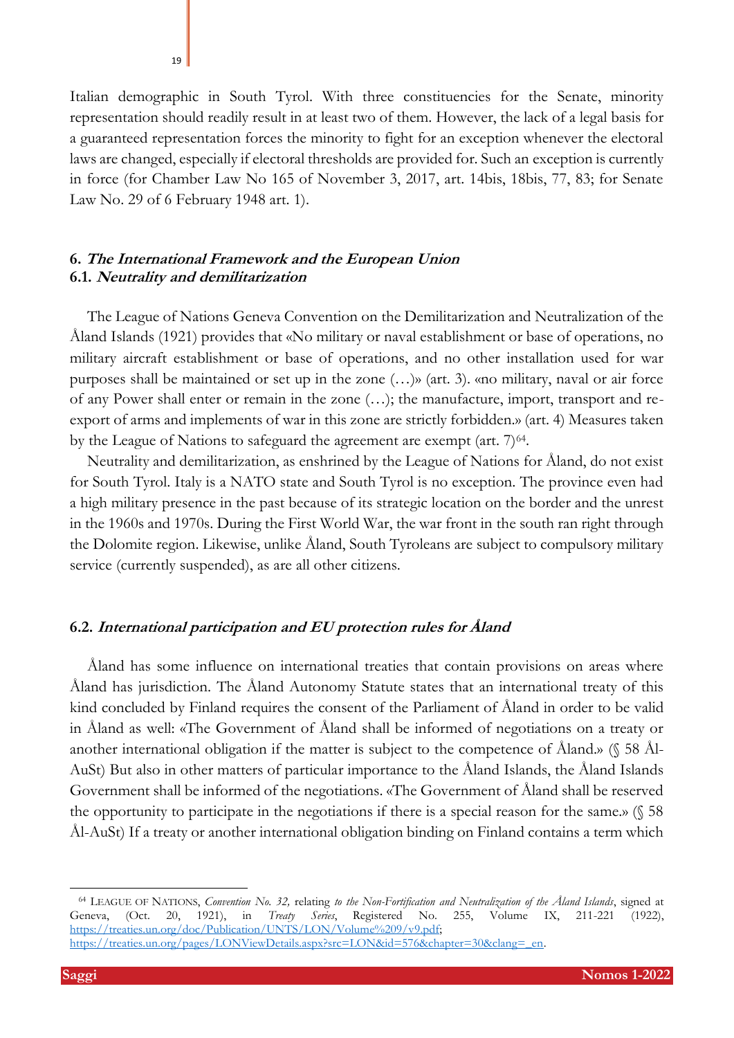Italian demographic in South Tyrol. With three constituencies for the Senate, minority representation should readily result in at least two of them. However, the lack of a legal basis for a guaranteed representation forces the minority to fight for an exception whenever the electoral laws are changed, especially if electoral thresholds are provided for. Such an exception is currently in force (for Chamber Law No 165 of November 3, 2017, art. 14bis, 18bis, 77, 83; for Senate Law No. 29 of 6 February 1948 art. 1).

## 6. *The International Framework and the European Union*

### 6.1. *Neutrality and demilitarization*

The League of Nations Geneva Convention on the Demilitarization and Neutralization of the Åland Islands (1921) provides that «No military or naval establishment or base of operations, no military aircraft establishment or base of operations, and no other installation used for war purposes shall be maintained or set up in the zone (…)» (art. 3). «no military, naval or air force of any Power shall enter or remain in the zone (…); the manufacture, import, transport and re-export of arms and implements of war in this zone are strictly forbidden.» (art. 4) Measures taken by the League of Nations to safeguard the agreement are exempt (art. 7)[64].

Neutrality and demilitarization, as enshrined by the League of Nations for Åland, do not exist for South Tyrol. Italy is a NATO state and South Tyrol is no exception. The province even had a high military presence in the past because of its strategic location on the border and the unrest in the 1960s and 1970s. During the First World War, the war front in the south ran right through the Dolomite region. Likewise, unlike Åland, South Tyroleans are subject to compulsory military service (currently suspended), as are all other citizens.

### 6.2. *International participation and EU protection rules for Åland*

Åland has some influence on international treaties that contain provisions on areas where Åland has jurisdiction. The Åland Autonomy Statute states that an international treaty of this kind concluded by Finland requires the consent of the Parliament of Åland in order to be valid in Åland as well: «The Government of Åland shall be informed of negotiations on a treaty or another international obligation if the matter is subject to the competence of Åland.» (§ 58 Ål-AuSt) But also in other matters of particular importance to the Åland Islands, the Åland Islands Government shall be informed of the negotiations. «The Government of Åland shall be reserved the opportunity to participate in the negotiations if there is a special reason for the same.» (§ 58 Ål-AuSt) If a treaty or another international obligation binding on Finland contains a term which

---

[64] LEAGUE OF NATIONS, *Convention No. 32,* relating *to the Non-Fortification and Neutralization of the Åland Islands*, signed at Geneva, (Oct. 20, 1921), in *Treaty Series*, Registered No. 255, Volume IX, 211-221 (1922), https://treaties.un.org/doc/Publication/UNTS/LON/Volume%209/v9.pdf; https://treaties.un.org/pages/LONViewDetails.aspx?src=LON&id=576&chapter=30&clang=_en.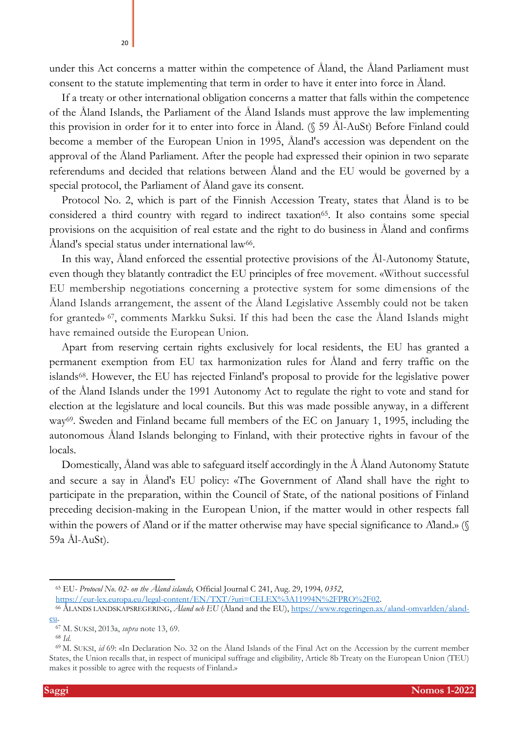under this Act concerns a matter within the competence of Åland, the Åland Parliament must consent to the statute implementing that term in order to have it enter into force in Åland.

If a treaty or other international obligation concerns a matter that falls within the competence of the Åland Islands, the Parliament of the Åland Islands must approve the law implementing this provision in order for it to enter into force in Åland. (§ 59 Ål-AuSt) Before Finland could become a member of the European Union in 1995, Åland's accession was dependent on the approval of the Åland Parliament. After the people had expressed their opinion in two separate referendums and decided that relations between Åland and the EU would be governed by a special protocol, the Parliament of Åland gave its consent.

Protocol No. 2, which is part of the Finnish Accession Treaty, states that Åland is to be considered a third country with regard to indirect taxation[65]. It also contains some special provisions on the acquisition of real estate and the right to do business in Åland and confirms Åland's special status under international law[66].

In this way, Åland enforced the essential protective provisions of the Ål-Autonomy Statute, even though they blatantly contradict the EU principles of free movement. «Without successful EU membership negotiations concerning a protective system for some dimensions of the Åland Islands arrangement, the assent of the Åland Legislative Assembly could not be taken for granted» [67], comments Markku Suksi. If this had been the case the Åland Islands might have remained outside the European Union.

Apart from reserving certain rights exclusively for local residents, the EU has granted a permanent exemption from EU tax harmonization rules for Åland and ferry traffic on the islands[68]. However, the EU has rejected Finland's proposal to provide for the legislative power of the Åland Islands under the 1991 Autonomy Act to regulate the right to vote and stand for election at the legislature and local councils. But this was made possible anyway, in a different way[69]. Sweden and Finland became full members of the EC on January 1, 1995, including the autonomous Åland Islands belonging to Finland, with their protective rights in favour of the locals.

Domestically, Åland was able to safeguard itself accordingly in the Å Åland Autonomy Statute and secure a say in Åland's EU policy: «The Government of Åland shall have the right to participate in the preparation, within the Council of State, of the national positions of Finland preceding decision-making in the European Union, if the matter would in other respects fall within the powers of Åland or if the matter otherwise may have special significance to Åland.» (§ 59a Ål-AuSt).

---

[65] EU- *Protocol No. 02- on the Åland islands,* Official Journal C 241, Aug. 29, 1994*, 0352*, https://eur-lex.europa.eu/legal-content/EN/TXT/?uri=CELEX%3A11994N%2FPRO%2F02.

[66] ÅLANDS LANDSKAPSREGERING, *Åland och EU* (Åland and the EU), https://www.regeringen.ax/aland-omvarlden/aland-eu.

[67] M. SUKSI, 2013a, *supra* note 13, 69.

[68] *Id.*

[69] M. SUKSI, *id* 69: «In Declaration No. 32 on the Åland Islands of the Final Act on the Accession by the current member States, the Union recalls that, in respect of municipal suffrage and eligibility, Article 8b Treaty on the European Union (TEU) makes it possible to agree with the requests of Finland.»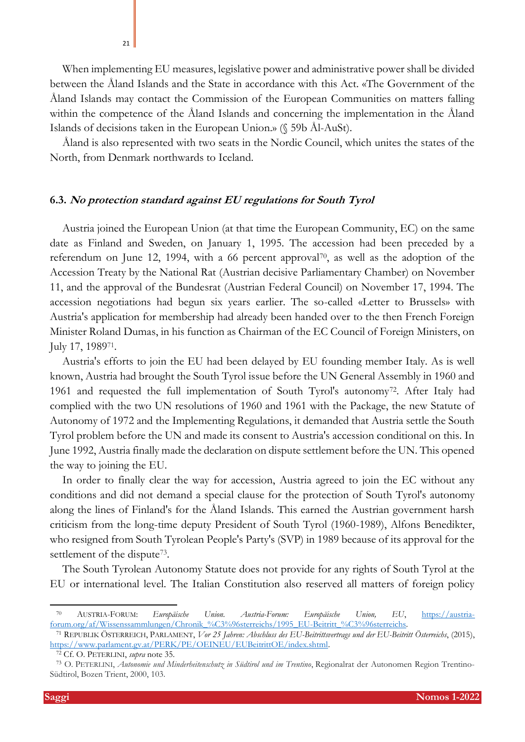When implementing EU measures, legislative power and administrative power shall be divided between the Åland Islands and the State in accordance with this Act. «The Government of the Åland Islands may contact the Commission of the European Communities on matters falling within the competence of the Åland Islands and concerning the implementation in the Åland Islands of decisions taken in the European Union.» (§ 59b Ål-AuSt).

Åland is also represented with two seats in the Nordic Council, which unites the states of the North, from Denmark northwards to Iceland.

### 6.3. *No protection standard against EU regulations for South Tyrol*

Austria joined the European Union (at that time the European Community, EC) on the same date as Finland and Sweden, on January 1, 1995. The accession had been preceded by a referendum on June 12, 1994, with a 66 percent approval[70], as well as the adoption of the Accession Treaty by the National Rat (Austrian decisive Parliamentary Chamber) on November 11, and the approval of the Bundesrat (Austrian Federal Council) on November 17, 1994. The accession negotiations had begun six years earlier. The so-called «Letter to Brussels» with Austria's application for membership had already been handed over to the then French Foreign Minister Roland Dumas, in his function as Chairman of the EC Council of Foreign Ministers, on July 17, 1989[71].

Austria's efforts to join the EU had been delayed by EU founding member Italy. As is well known, Austria had brought the South Tyrol issue before the UN General Assembly in 1960 and 1961 and requested the full implementation of South Tyrol's autonomy[72]. After Italy had complied with the two UN resolutions of 1960 and 1961 with the Package, the new Statute of Autonomy of 1972 and the Implementing Regulations, it demanded that Austria settle the South Tyrol problem before the UN and made its consent to Austria's accession conditional on this. In June 1992, Austria finally made the declaration on dispute settlement before the UN. This opened the way to joining the EU.

In order to finally clear the way for accession, Austria agreed to join the EC without any conditions and did not demand a special clause for the protection of South Tyrol's autonomy along the lines of Finland's for the Åland Islands. This earned the Austrian government harsh criticism from the long-time deputy President of South Tyrol (1960-1989), Alfons Benedikter, who resigned from South Tyrolean People's Party's (SVP) in 1989 because of its approval for the settlement of the dispute[73].

The South Tyrolean Autonomy Statute does not provide for any rights of South Tyrol at the EU or international level. The Italian Constitution also reserved all matters of foreign policy

---

[70] AUSTRIA-FORUM: *Europäische Union. Austria-Forum: Europäische Union, EU*, https://austria-forum.org/af/Wissenssammlungen/Chronik_%C3%96sterreichs/1995_EU-Beitritt_%C3%96sterreichs.

[71] REPUBLIK ÖSTERREICH, PARLAMENT, *Vor 25 Jahren: Abschluss des EU-Beitrittsvertrags und der EU-Beitritt Österreichs*, (2015), https://www.parlament.gv.at/PERK/PE/OEINEU/EUBeitrittOE/index.shtml.

[72] Cf. O. PETERLINI, *supra* note 35.

[73] O. PETERLINI, *Autonomie und Minderheitenschutz in Südtirol und im Trentino*, Regionalrat der Autonomen Region Trentino-Südtirol, Bozen Trient, 2000, 103.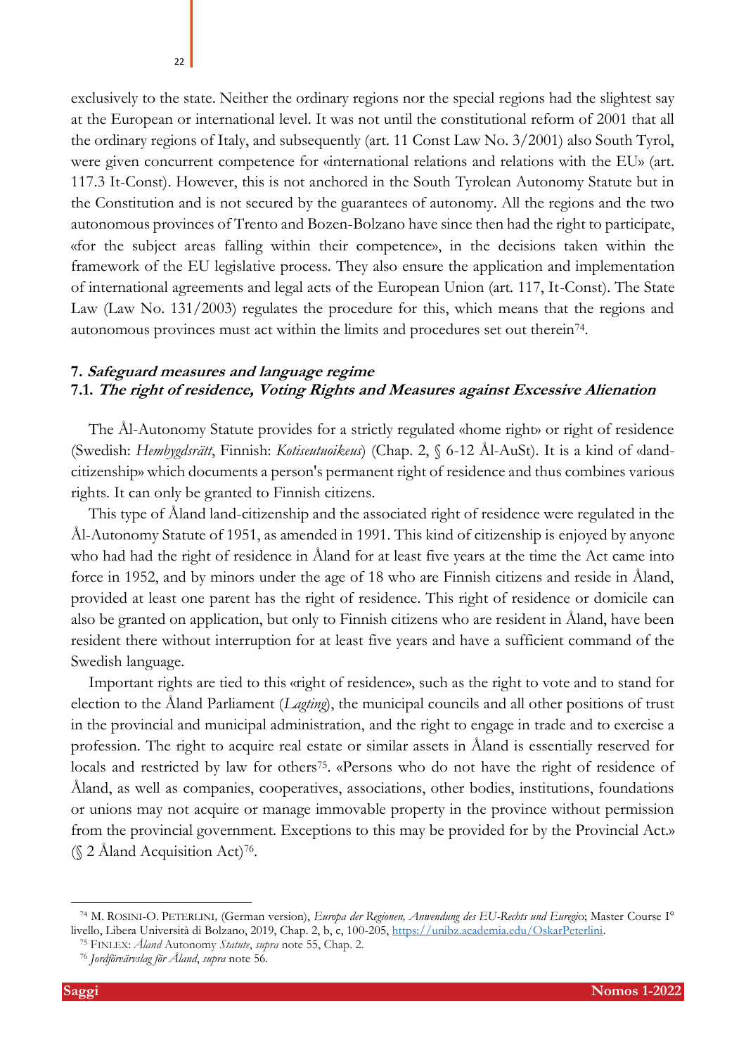exclusively to the state. Neither the ordinary regions nor the special regions had the slightest say at the European or international level. It was not until the constitutional reform of 2001 that all the ordinary regions of Italy, and subsequently (art. 11 Const Law No. 3/2001) also South Tyrol, were given concurrent competence for «international relations and relations with the EU» (art. 117.3 It-Const). However, this is not anchored in the South Tyrolean Autonomy Statute but in the Constitution and is not secured by the guarantees of autonomy. All the regions and the two autonomous provinces of Trento and Bozen-Bolzano have since then had the right to participate, «for the subject areas falling within their competence», in the decisions taken within the framework of the EU legislative process. They also ensure the application and implementation of international agreements and legal acts of the European Union (art. 117, It-Const). The State Law (Law No. 131/2003) regulates the procedure for this, which means that the regions and autonomous provinces must act within the limits and procedures set out therein[74].

## 7. *Safeguard measures and language regime*

### 7.1. *The right of residence, Voting Rights and Measures against Excessive Alienation*

The Ål-Autonomy Statute provides for a strictly regulated «home right» or right of residence (Swedish: *Hembygdsrätt*, Finnish: *Kotiseutuoikeus*) (Chap. 2, § 6-12 Ål-AuSt). It is a kind of «land-citizenship» which documents a person's permanent right of residence and thus combines various rights. It can only be granted to Finnish citizens.

This type of Åland land-citizenship and the associated right of residence were regulated in the Ål-Autonomy Statute of 1951, as amended in 1991. This kind of citizenship is enjoyed by anyone who had had the right of residence in Åland for at least five years at the time the Act came into force in 1952, and by minors under the age of 18 who are Finnish citizens and reside in Åland, provided at least one parent has the right of residence. This right of residence or domicile can also be granted on application, but only to Finnish citizens who are resident in Åland, have been resident there without interruption for at least five years and have a sufficient command of the Swedish language.

Important rights are tied to this «right of residence», such as the right to vote and to stand for election to the Åland Parliament (*Lagting*), the municipal councils and all other positions of trust in the provincial and municipal administration, and the right to engage in trade and to exercise a profession. The right to acquire real estate or similar assets in Åland is essentially reserved for locals and restricted by law for others[75]. «Persons who do not have the right of residence of Åland, as well as companies, cooperatives, associations, other bodies, institutions, foundations or unions may not acquire or manage immovable property in the province without permission from the provincial government. Exceptions to this may be provided for by the Provincial Act.» (§ 2 Åland Acquisition Act)[76].

---

[74] M. ROSINI-O. PETERLINI, (German version), *Europa der Regionen, Anwendung des EU-Rechts und Euregio*; Master Course I° livello, Libera Università di Bolzano, 2019, Chap. 2, b, c, 100-205, https://unibz.academia.edu/OskarPeterlini.

[75] FINLEX: *Åland* Autonomy *Statute*, *supra* note 55, Chap. 2.

[76] *Jordförvärvslag för Åland*, *supra* note 56.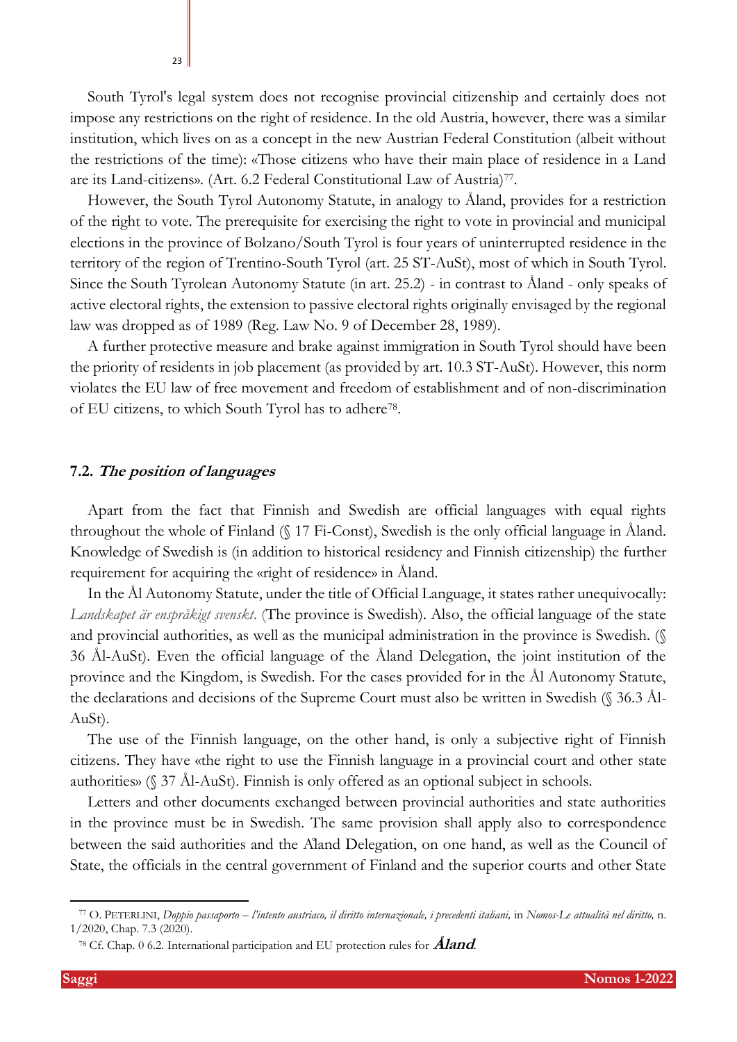South Tyrol's legal system does not recognise provincial citizenship and certainly does not impose any restrictions on the right of residence. In the old Austria, however, there was a similar institution, which lives on as a concept in the new Austrian Federal Constitution (albeit without the restrictions of the time): «Those citizens who have their main place of residence in a Land are its Land-citizens». (Art. 6.2 Federal Constitutional Law of Austria)[77].

However, the South Tyrol Autonomy Statute, in analogy to Åland, provides for a restriction of the right to vote. The prerequisite for exercising the right to vote in provincial and municipal elections in the province of Bolzano/South Tyrol is four years of uninterrupted residence in the territory of the region of Trentino-South Tyrol (art. 25 ST-AuSt), most of which in South Tyrol. Since the South Tyrolean Autonomy Statute (in art. 25.2) - in contrast to Åland - only speaks of active electoral rights, the extension to passive electoral rights originally envisaged by the regional law was dropped as of 1989 (Reg. Law No. 9 of December 28, 1989).

A further protective measure and brake against immigration in South Tyrol should have been the priority of residents in job placement (as provided by art. 10.3 ST-AuSt). However, this norm violates the EU law of free movement and freedom of establishment and of non-discrimination of EU citizens, to which South Tyrol has to adhere[78].

### 7.2. *The position of languages*

Apart from the fact that Finnish and Swedish are official languages with equal rights throughout the whole of Finland (§ 17 Fi-Const), Swedish is the only official language in Åland. Knowledge of Swedish is (in addition to historical residency and Finnish citizenship) the further requirement for acquiring the «right of residence» in Åland.

In the Ål Autonomy Statute, under the title of Official Language, it states rather unequivocally: *Landskapet är enspråkigt svenskt*. (The province is Swedish). Also, the official language of the state and provincial authorities, as well as the municipal administration in the province is Swedish. (§ 36 Ål-AuSt). Even the official language of the Åland Delegation, the joint institution of the province and the Kingdom, is Swedish. For the cases provided for in the Ål Autonomy Statute, the declarations and decisions of the Supreme Court must also be written in Swedish (§ 36.3 Ål-AuSt).

The use of the Finnish language, on the other hand, is only a subjective right of Finnish citizens. They have «the right to use the Finnish language in a provincial court and other state authorities» (§ 37 Ål-AuSt). Finnish is only offered as an optional subject in schools.

Letters and other documents exchanged between provincial authorities and state authorities in the province must be in Swedish. The same provision shall apply also to correspondence between the said authorities and the Åland Delegation, on one hand, as well as the Council of State, the officials in the central government of Finland and the superior courts and other State

---

[77] O. PETERLINI, *Doppio passaporto – l'intento austriaco, il diritto internazionale, i precedenti italiani,* in *Nomos-Le attualità nel diritto,* n. 1/2020, Chap. 7.3 (2020).

[78] Cf. Chap. 0 6.2. International participation and EU protection rules for ***Åland***.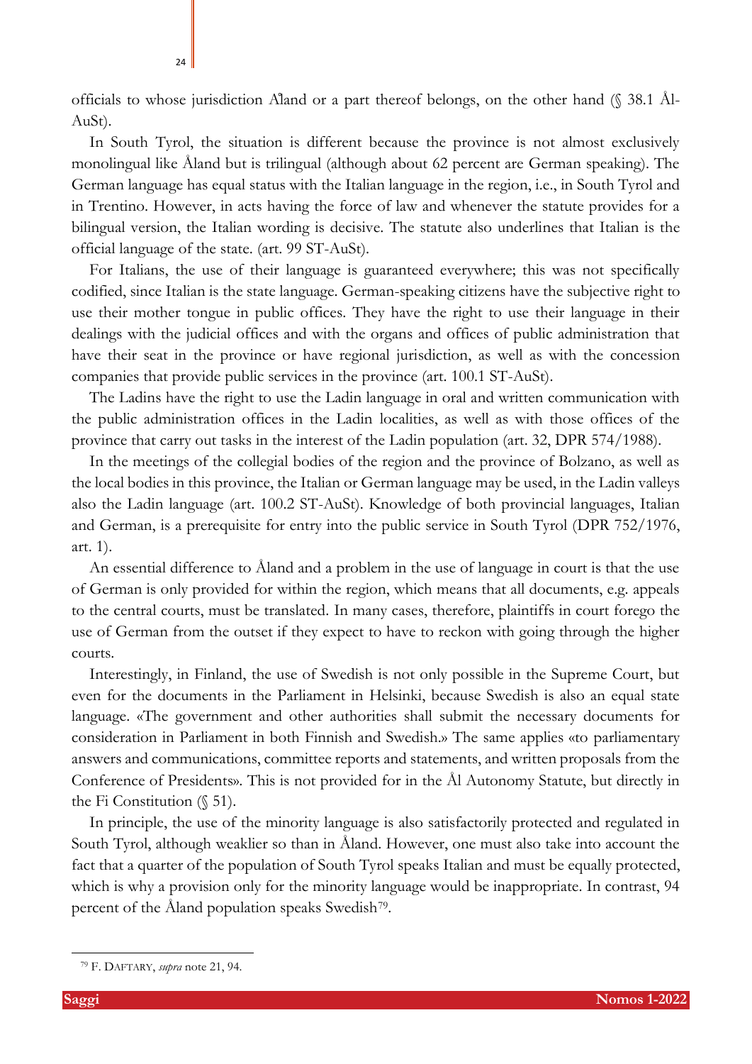officials to whose jurisdiction Åland or a part thereof belongs, on the other hand (§ 38.1 Ål-AuSt).

In South Tyrol, the situation is different because the province is not almost exclusively monolingual like Åland but is trilingual (although about 62 percent are German speaking). The German language has equal status with the Italian language in the region, i.e., in South Tyrol and in Trentino. However, in acts having the force of law and whenever the statute provides for a bilingual version, the Italian wording is decisive. The statute also underlines that Italian is the official language of the state. (art. 99 ST-AuSt).

For Italians, the use of their language is guaranteed everywhere; this was not specifically codified, since Italian is the state language. German-speaking citizens have the subjective right to use their mother tongue in public offices. They have the right to use their language in their dealings with the judicial offices and with the organs and offices of public administration that have their seat in the province or have regional jurisdiction, as well as with the concession companies that provide public services in the province (art. 100.1 ST-AuSt).

The Ladins have the right to use the Ladin language in oral and written communication with the public administration offices in the Ladin localities, as well as with those offices of the province that carry out tasks in the interest of the Ladin population (art. 32, DPR 574/1988).

In the meetings of the collegial bodies of the region and the province of Bolzano, as well as the local bodies in this province, the Italian or German language may be used, in the Ladin valleys also the Ladin language (art. 100.2 ST-AuSt). Knowledge of both provincial languages, Italian and German, is a prerequisite for entry into the public service in South Tyrol (DPR 752/1976, art. 1).

An essential difference to Åland and a problem in the use of language in court is that the use of German is only provided for within the region, which means that all documents, e.g. appeals to the central courts, must be translated. In many cases, therefore, plaintiffs in court forego the use of German from the outset if they expect to have to reckon with going through the higher courts.

Interestingly, in Finland, the use of Swedish is not only possible in the Supreme Court, but even for the documents in the Parliament in Helsinki, because Swedish is also an equal state language. «The government and other authorities shall submit the necessary documents for consideration in Parliament in both Finnish and Swedish.» The same applies «to parliamentary answers and communications, committee reports and statements, and written proposals from the Conference of Presidents». This is not provided for in the Ål Autonomy Statute, but directly in the Fi Constitution (§ 51).

In principle, the use of the minority language is also satisfactorily protected and regulated in South Tyrol, although weaklier so than in Åland. However, one must also take into account the fact that a quarter of the population of South Tyrol speaks Italian and must be equally protected, which is why a provision only for the minority language would be inappropriate. In contrast, 94 percent of the Åland population speaks Swedish[79].

---

[79] F. DAFTARY, *supra* note 21, 94.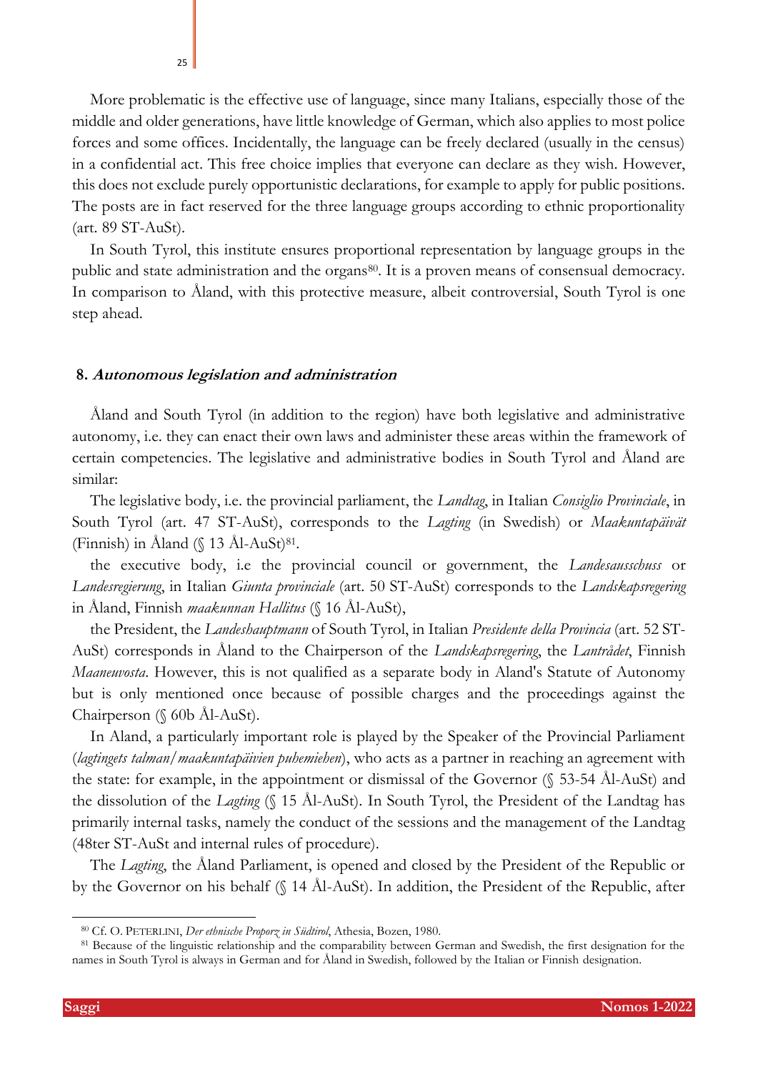More problematic is the effective use of language, since many Italians, especially those of the middle and older generations, have little knowledge of German, which also applies to most police forces and some offices. Incidentally, the language can be freely declared (usually in the census) in a confidential act. This free choice implies that everyone can declare as they wish. However, this does not exclude purely opportunistic declarations, for example to apply for public positions. The posts are in fact reserved for the three language groups according to ethnic proportionality (art. 89 ST-AuSt).

In South Tyrol, this institute ensures proportional representation by language groups in the public and state administration and the organs[80]. It is a proven means of consensual democracy. In comparison to Åland, with this protective measure, albeit controversial, South Tyrol is one step ahead.

## 8. *Autonomous legislation and administration*

Åland and South Tyrol (in addition to the region) have both legislative and administrative autonomy, i.e. they can enact their own laws and administer these areas within the framework of certain competencies. The legislative and administrative bodies in South Tyrol and Åland are similar:

The legislative body, i.e. the provincial parliament, the *Landtag*, in Italian *Consiglio Provinciale*, in South Tyrol (art. 47 ST-AuSt), corresponds to the *Lagting* (in Swedish) or *Maakuntapäivät* (Finnish) in Åland (§ 13 Ål-AuSt)[81].

the executive body, i.e the provincial council or government, the *Landesausschuss* or *Landesregierung*, in Italian *Giunta provinciale* (art. 50 ST-AuSt) corresponds to the *Landskapsregering* in Åland, Finnish *maakunnan Hallitus* (§ 16 Ål-AuSt),

the President, the *Landeshauptmann* of South Tyrol, in Italian *Presidente della Provincia* (art. 52 ST-AuSt) corresponds in Åland to the Chairperson of the *Landskapsregering*, the *Lantrådet*, Finnish *Maaneuvosta*. However, this is not qualified as a separate body in Aland's Statute of Autonomy but is only mentioned once because of possible charges and the proceedings against the Chairperson (§ 60b Ål-AuSt).

In Aland, a particularly important role is played by the Speaker of the Provincial Parliament (*lagtingets talman/maakuntapäivien puhemiehen*), who acts as a partner in reaching an agreement with the state: for example, in the appointment or dismissal of the Governor (§ 53-54 Ål-AuSt) and the dissolution of the *Lagting* (§ 15 Ål-AuSt). In South Tyrol, the President of the Landtag has primarily internal tasks, namely the conduct of the sessions and the management of the Landtag (48ter ST-AuSt and internal rules of procedure).

The *Lagting*, the Åland Parliament, is opened and closed by the President of the Republic or by the Governor on his behalf (§ 14 Ål-AuSt). In addition, the President of the Republic, after

---

[80] Cf. O. PETERLINI, *Der ethnische Proporz in Südtirol*, Athesia, Bozen, 1980.

[81] Because of the linguistic relationship and the comparability between German and Swedish, the first designation for the names in South Tyrol is always in German and for Åland in Swedish, followed by the Italian or Finnish designation.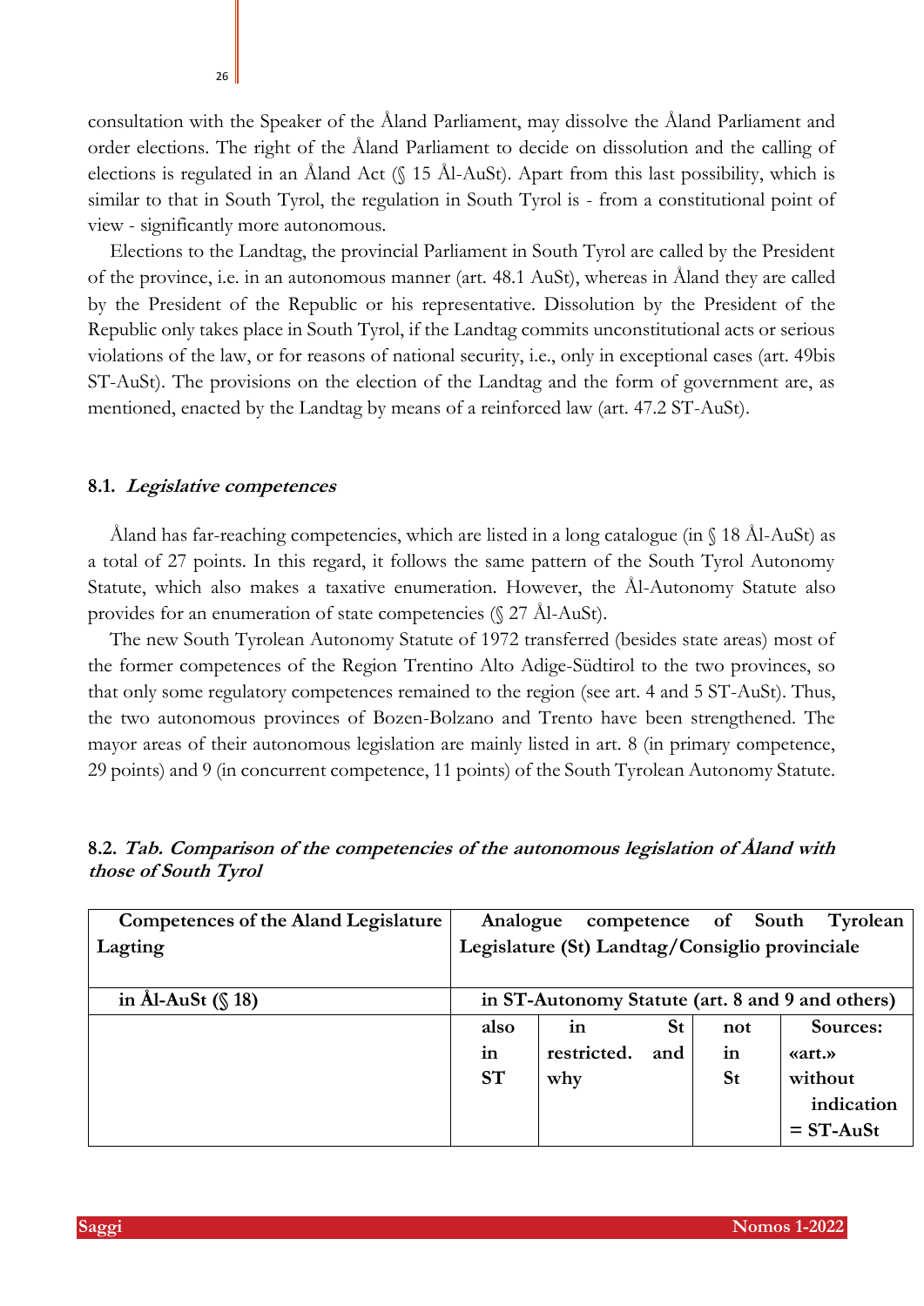consultation with the Speaker of the Åland Parliament, may dissolve the Åland Parliament and order elections. The right of the Åland Parliament to decide on dissolution and the calling of elections is regulated in an Åland Act (§ 15 Ål-AuSt). Apart from this last possibility, which is similar to that in South Tyrol, the regulation in South Tyrol is - from a constitutional point of view - significantly more autonomous.

Elections to the Landtag, the provincial Parliament in South Tyrol are called by the President of the province, i.e. in an autonomous manner (art. 48.1 AuSt), whereas in Åland they are called by the President of the Republic or his representative. Dissolution by the President of the Republic only takes place in South Tyrol, if the Landtag commits unconstitutional acts or serious violations of the law, or for reasons of national security, i.e., only in exceptional cases (art. 49bis ST-AuSt). The provisions on the election of the Landtag and the form of government are, as mentioned, enacted by the Landtag by means of a reinforced law (art. 47.2 ST-AuSt).

### 8.1. *Legislative competences*

Åland has far-reaching competencies, which are listed in a long catalogue (in § 18 Ål-AuSt) as a total of 27 points. In this regard, it follows the same pattern of the South Tyrol Autonomy Statute, which also makes a taxative enumeration. However, the Ål-Autonomy Statute also provides for an enumeration of state competencies (§ 27 Ål-AuSt).

The new South Tyrolean Autonomy Statute of 1972 transferred (besides state areas) most of the former competences of the Region Trentino Alto Adige-Südtirol to the two provinces, so that only some regulatory competences remained to the region (see art. 4 and 5 ST-AuSt). Thus, the two autonomous provinces of Bozen-Bolzano and Trento have been strengthened. The mayor areas of their autonomous legislation are mainly listed in art. 8 (in primary competence, 29 points) and 9 (in concurrent competence, 11 points) of the South Tyrolean Autonomy Statute.

### 8.2. *Tab. Comparison of the competencies of the autonomous legislation of Åland with those of South Tyrol*

| **Competences of the Aland Legislature Lagting** | **Analogue competence of South Tyrolean Legislature (St) Landtag/Consiglio provinciale** | | | |
|---|---|---|---|---|
| **in Ål-AuSt (§ 18)** | **in ST-Autonomy Statute (art. 8 and 9 and others)** | | | |
| | **also in ST** | **in St restricted. and why** | **not in St** | **Sources: «art.» without indication = ST-AuSt** |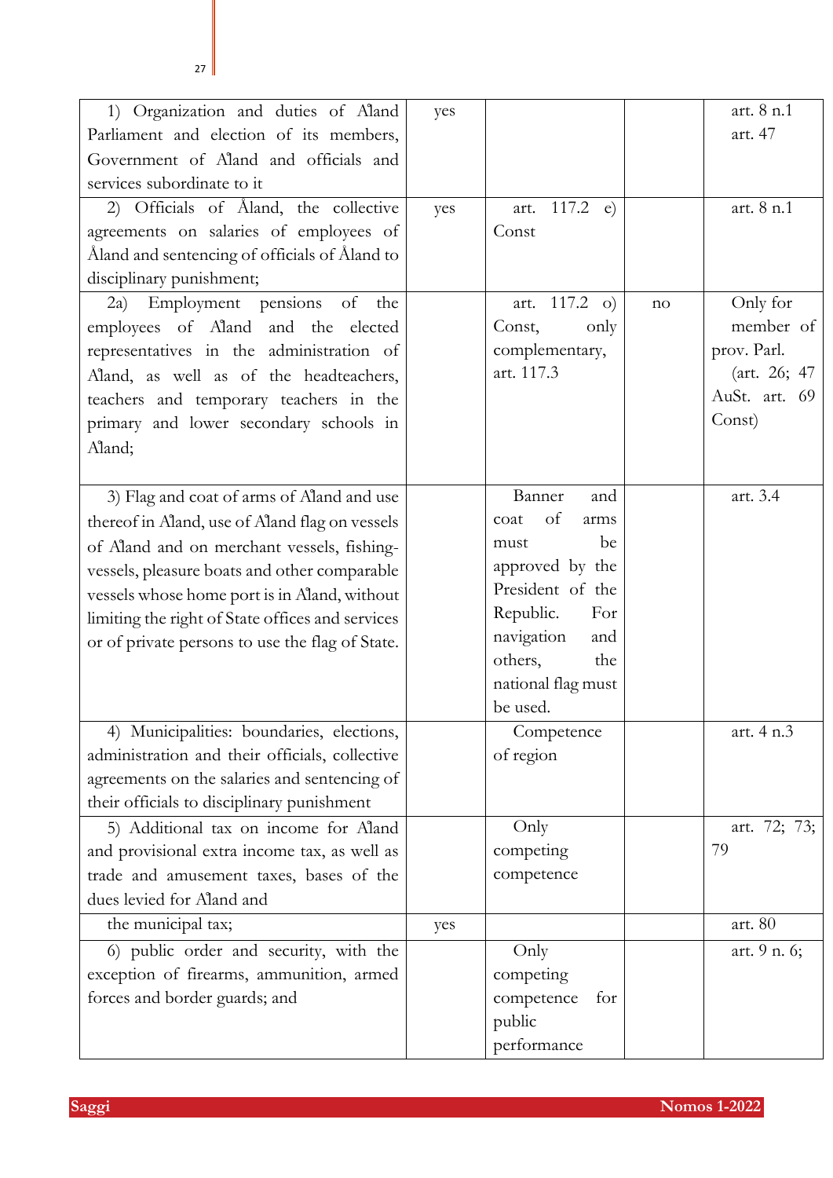| | | | | |
|---|---|---|---|---|
| 1) Organization and duties of Åland Parliament and election of its members, Government of Åland and officials and services subordinate to it | yes | | | art. 8 n.1 art. 47 |
| 2) Officials of Åland, the collective agreements on salaries of employees of Åland and sentencing of officials of Åland to disciplinary punishment; | yes | art. 117.2 e) Const | | art. 8 n.1 |
| 2a) Employment pensions of the employees of Åland and the elected representatives in the administration of Åland, as well as of the headteachers, teachers and temporary teachers in the primary and lower secondary schools in Åland; | | art. 117.2 o) Const, only complementary, art. 117.3 | no | Only for member of prov. Parl. (art. 26; 47 AuSt. art. 69 Const) |
| 3) Flag and coat of arms of Åland and use thereof in Åland, use of Åland flag on vessels of Åland and on merchant vessels, fishing-vessels, pleasure boats and other comparable vessels whose home port is in Åland, without limiting the right of State offices and services or of private persons to use the flag of State. | | Banner and coat of arms must be approved by the President of the Republic. For navigation and others, the national flag must be used. | | art. 3.4 |
| 4) Municipalities: boundaries, elections, administration and their officials, collective agreements on the salaries and sentencing of their officials to disciplinary punishment | | Competence of region | | art. 4 n.3 |
| 5) Additional tax on income for Åland and provisional extra income tax, as well as trade and amusement taxes, bases of the dues levied for Åland and | | Only competing competence | | art. 72; 73; 79 |
| the municipal tax; | yes | | | art. 80 |
| 6) public order and security, with the exception of firearms, ammunition, armed forces and border guards; and | | Only competing competence for public performance | | art. 9 n. 6; |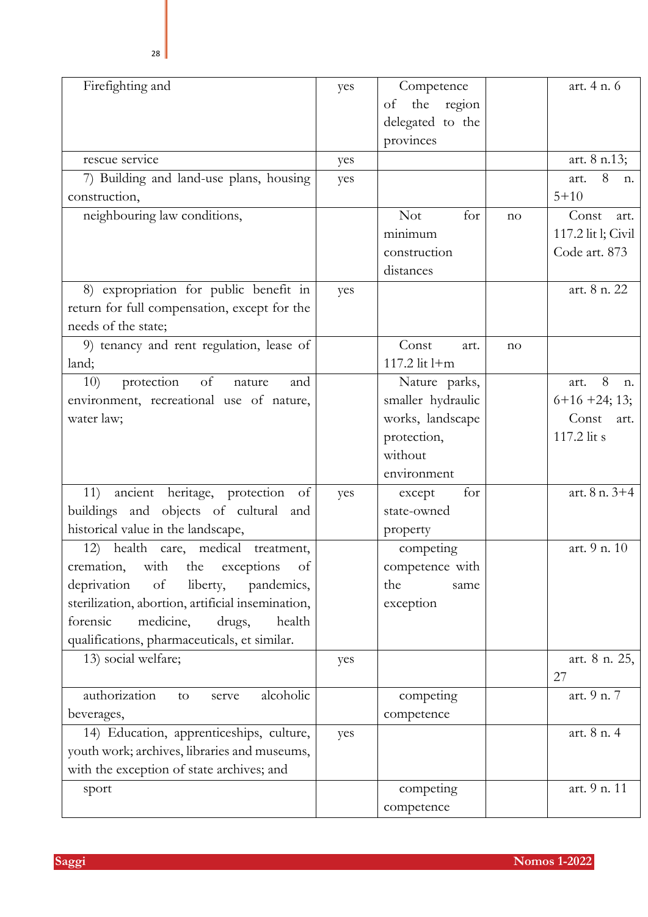| Firefighting and | yes | Competence of the region delegated to the provinces | | art. 4 n. 6 |
|---|---|---|---|---|
| rescue service | yes | | | art. 8 n.13; |
| 7) Building and land-use plans, housing construction, | yes | | | art. 8 n. 5+10 |
| neighbouring law conditions, | | Not for minimum construction distances | no | Const art. 117.2 lit l; Civil Code art. 873 |
| 8) expropriation for public benefit in return for full compensation, except for the needs of the state; | yes | | | art. 8 n. 22 |
| 9) tenancy and rent regulation, lease of land; | | Const art. 117.2 lit l+m | no | |
| 10) protection of nature and environment, recreational use of nature, water law; | | Nature parks, smaller hydraulic works, landscape protection, without environment | | art. 8 n. 6+16 +24; 13; Const art. 117.2 lit s |
| 11) ancient heritage, protection of buildings and objects of cultural and historical value in the landscape, | yes | except for state-owned property | | art. 8 n. 3+4 |
| 12) health care, medical treatment, cremation, with the exceptions of deprivation of liberty, pandemics, sterilization, abortion, artificial insemination, forensic medicine, drugs, health qualifications, pharmaceuticals, et similar. | | competing competence with the same exception | | art. 9 n. 10 |
| 13) social welfare; | yes | | | art. 8 n. 25, 27 |
| authorization to serve alcoholic beverages, | | competing competence | | art. 9 n. 7 |
| 14) Education, apprenticeships, culture, youth work; archives, libraries and museums, with the exception of state archives; and | yes | | | art. 8 n. 4 |
| sport | | competing competence | | art. 9 n. 11 |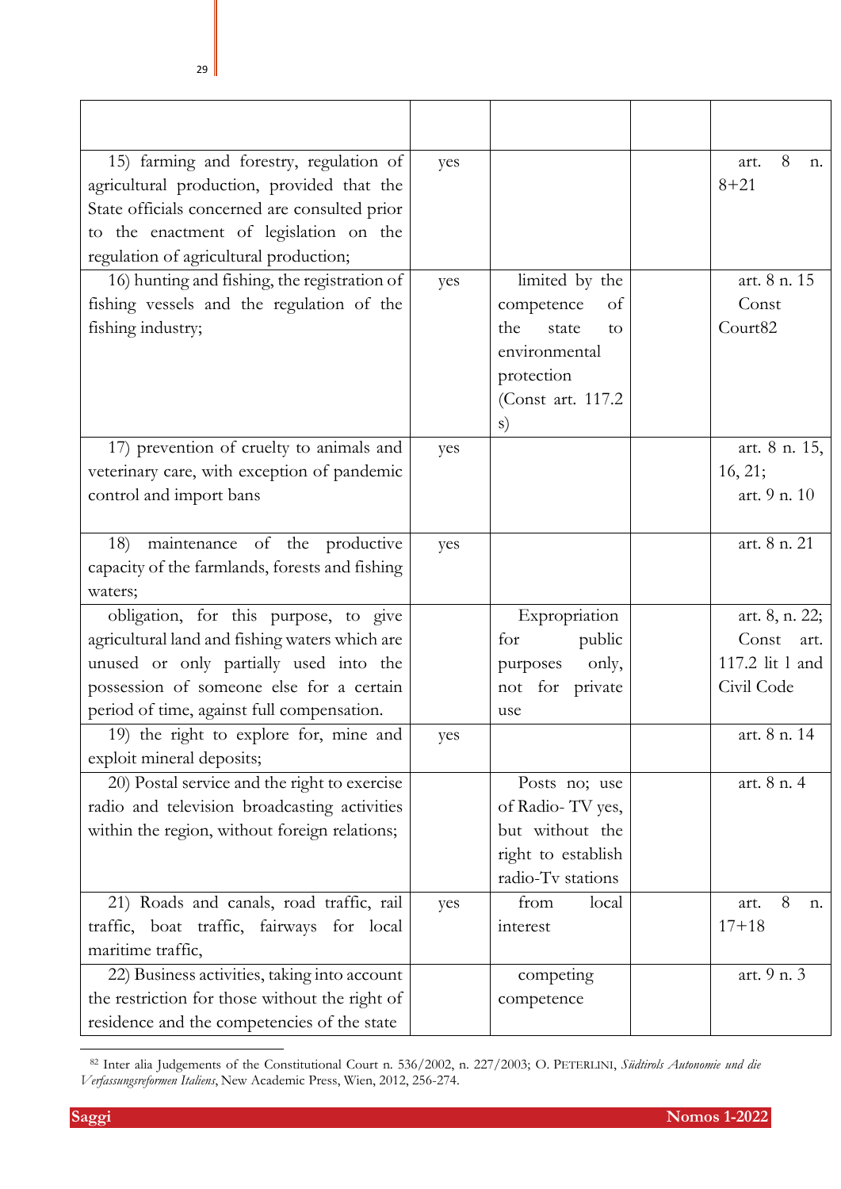| | | | | |
|---|---|---|---|---|
| 15) farming and forestry, regulation of agricultural production, provided that the State officials concerned are consulted prior to the enactment of legislation on the regulation of agricultural production; | yes | | | art. 8 n. 8+21 |
| 16) hunting and fishing, the registration of fishing vessels and the regulation of the fishing industry; | yes | limited by the competence of the state to environmental protection (Const art. 117.2 s) | | art. 8 n. 15 Const Court[82] |
| 17) prevention of cruelty to animals and veterinary care, with exception of pandemic control and import bans | yes | | | art. 8 n. 15, 16, 21; art. 9 n. 10 |
| 18) maintenance of the productive capacity of the farmlands, forests and fishing waters; | yes | | | art. 8 n. 21 |
| obligation, for this purpose, to give agricultural land and fishing waters which are unused or only partially used into the possession of someone else for a certain period of time, against full compensation. | | Expropriation for public purposes only, not for private use | | art. 8, n. 22; Const art. 117.2 lit l and Civil Code |
| 19) the right to explore for, mine and exploit mineral deposits; | yes | | | art. 8 n. 14 |
| 20) Postal service and the right to exercise radio and television broadcasting activities within the region, without foreign relations; | | Posts no; use of Radio- TV yes, but without the right to establish radio-Tv stations | | art. 8 n. 4 |
| 21) Roads and canals, road traffic, rail traffic, boat traffic, fairways for local maritime traffic, | yes | from local interest | | art. 8 n. 17+18 |
| 22) Business activities, taking into account the restriction for those without the right of residence and the competencies of the state | | competing competence | | art. 9 n. 3 |

[82] Inter alia Judgements of the Constitutional Court n. 536/2002, n. 227/2003; O. PETERLINI, *Südtirols Autonomie und die Verfassungsreformen Italiens*, New Academic Press, Wien, 2012, 256-274.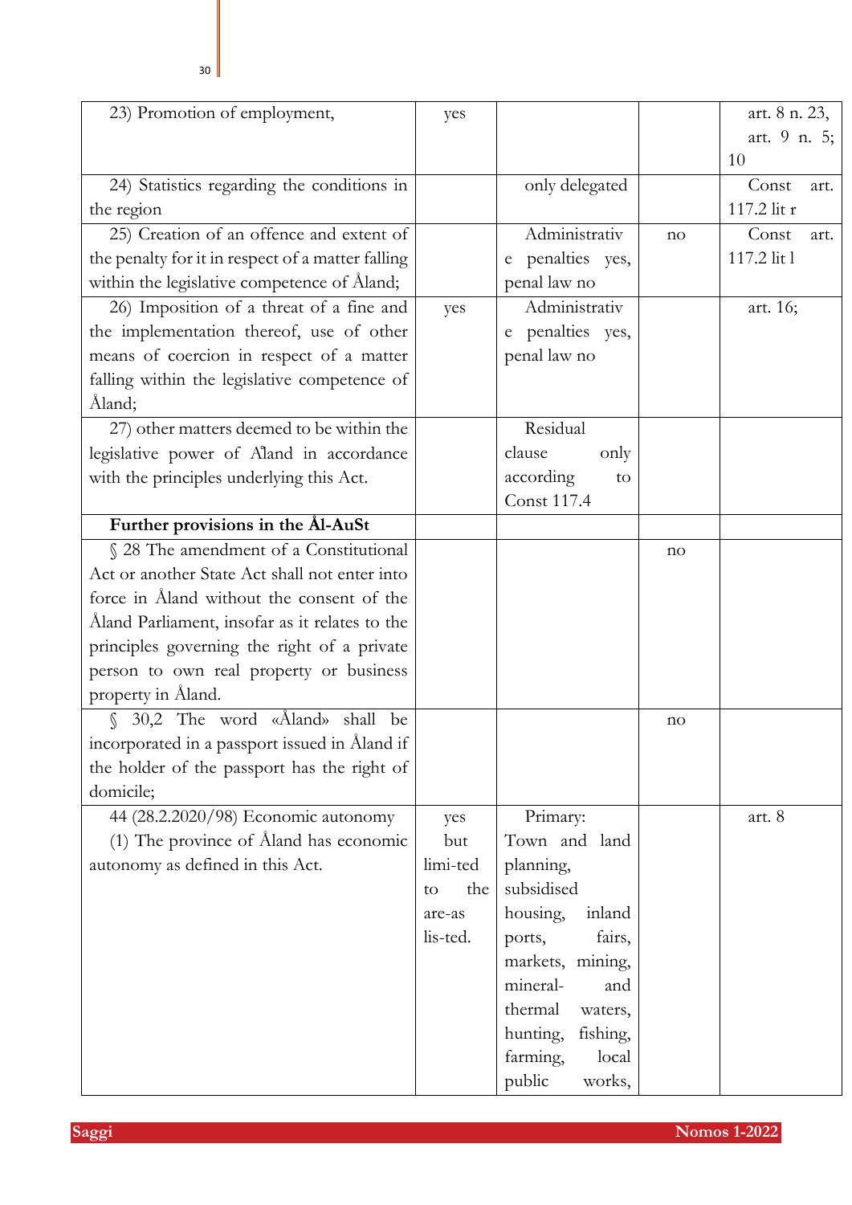| | | | | |
|---|---|---|---|---|
| 23) Promotion of employment, | yes | | | art. 8 n. 23, art. 9 n. 5; 10 |
| 24) Statistics regarding the conditions in the region | | only delegated | | Const art. 117.2 lit r |
| 25) Creation of an offence and extent of the penalty for it in respect of a matter falling within the legislative competence of Åland; | | Administrative penalties yes, penal law no | no | Const art. 117.2 lit l |
| 26) Imposition of a threat of a fine and the implementation thereof, use of other means of coercion in respect of a matter falling within the legislative competence of Åland; | yes | Administrative penalties yes, penal law no | | art. 16; |
| 27) other matters deemed to be within the legislative power of Åland in accordance with the principles underlying this Act. | | Residual clause only according to Const 117.4 | | |
| **Further provisions in the Ål-AuSt** | | | | |
| § 28 The amendment of a Constitutional Act or another State Act shall not enter into force in Åland without the consent of the Åland Parliament, insofar as it relates to the principles governing the right of a private person to own real property or business property in Åland. | | | no | |
| § 30,2 The word «Åland» shall be incorporated in a passport issued in Åland if the holder of the passport has the right of domicile; | | | no | |
| 44 (28.2.2020/98) Economic autonomy (1) The province of Åland has economic autonomy as defined in this Act. | yes but limi-ted to the are-as lis-ted. | Primary: Town and land planning, subsidised housing, inland ports, fairs, markets, mining, mineral- and thermal waters, hunting, fishing, farming, local public works, | | art. 8 |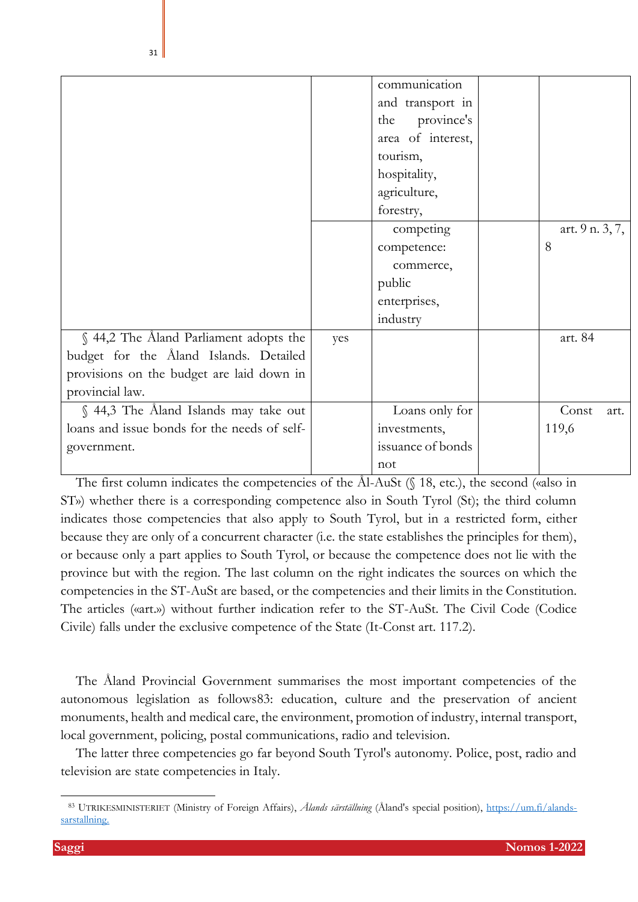| | | | | |
|---|---|---|---|---|
| | | communication and transport in the province's area of interest, tourism, hospitality, agriculture, forestry, | | |
| | | competing competence: commerce, public enterprises, industry | | art. 9 n. 3, 7, 8 |
| § 44,2 The Åland Parliament adopts the budget for the Åland Islands. Detailed provisions on the budget are laid down in provincial law. | yes | | | art. 84 |
| § 44,3 The Åland Islands may take out loans and issue bonds for the needs of self-government. | | Loans only for investments, issuance of bonds not | | Const art. 119,6 |

The first column indicates the competencies of the Ål-AuSt (§ 18, etc.), the second («also in ST») whether there is a corresponding competence also in South Tyrol (St); the third column indicates those competencies that also apply to South Tyrol, but in a restricted form, either because they are only of a concurrent character (i.e. the state establishes the principles for them), or because only a part applies to South Tyrol, or because the competence does not lie with the province but with the region. The last column on the right indicates the sources on which the competencies in the ST-AuSt are based, or the competencies and their limits in the Constitution. The articles («art.») without further indication refer to the ST-AuSt. The Civil Code (Codice Civile) falls under the exclusive competence of the State (It-Const art. 117.2).

The Åland Provincial Government summarises the most important competencies of the autonomous legislation as follows[83]: education, culture and the preservation of ancient monuments, health and medical care, the environment, promotion of industry, internal transport, local government, policing, postal communications, radio and television.

The latter three competencies go far beyond South Tyrol's autonomy. Police, post, radio and television are state competencies in Italy.

[83] UTRIKESMINISTERIET (Ministry of Foreign Affairs), *Ålands särställning* (Åland's special position), https://um.fi/alands-sarstallning.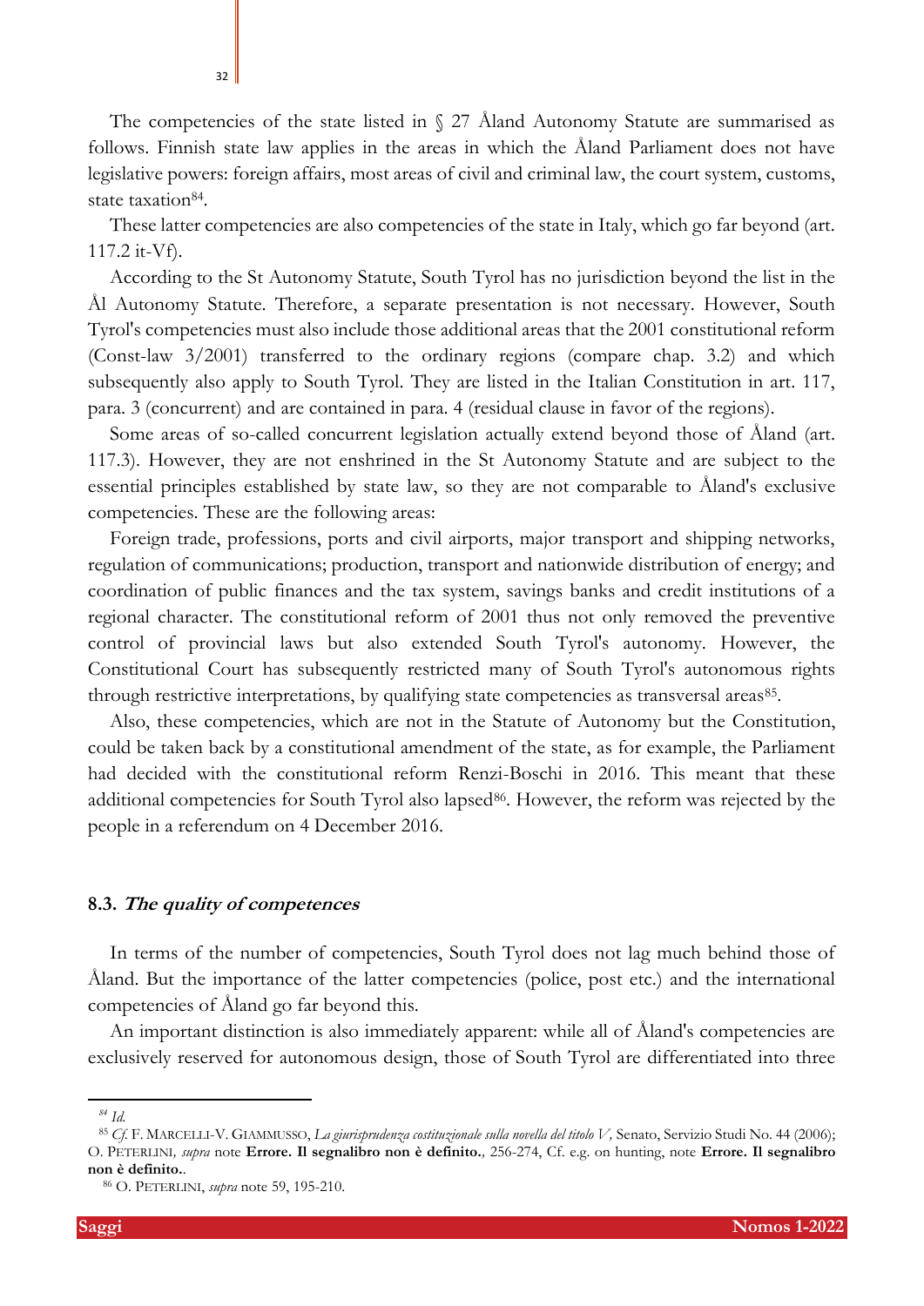The competencies of the state listed in § 27 Åland Autonomy Statute are summarised as follows. Finnish state law applies in the areas in which the Åland Parliament does not have legislative powers: foreign affairs, most areas of civil and criminal law, the court system, customs, state taxation[84].

These latter competencies are also competencies of the state in Italy, which go far beyond (art. 117.2 it-Vf).

According to the St Autonomy Statute, South Tyrol has no jurisdiction beyond the list in the Ål Autonomy Statute. Therefore, a separate presentation is not necessary. However, South Tyrol's competencies must also include those additional areas that the 2001 constitutional reform (Const-law 3/2001) transferred to the ordinary regions (compare chap. 3.2) and which subsequently also apply to South Tyrol. They are listed in the Italian Constitution in art. 117, para. 3 (concurrent) and are contained in para. 4 (residual clause in favor of the regions).

Some areas of so-called concurrent legislation actually extend beyond those of Åland (art. 117.3). However, they are not enshrined in the St Autonomy Statute and are subject to the essential principles established by state law, so they are not comparable to Åland's exclusive competencies. These are the following areas:

Foreign trade, professions, ports and civil airports, major transport and shipping networks, regulation of communications; production, transport and nationwide distribution of energy; and coordination of public finances and the tax system, savings banks and credit institutions of a regional character. The constitutional reform of 2001 thus not only removed the preventive control of provincial laws but also extended South Tyrol's autonomy. However, the Constitutional Court has subsequently restricted many of South Tyrol's autonomous rights through restrictive interpretations, by qualifying state competencies as transversal areas[85].

Also, these competencies, which are not in the Statute of Autonomy but the Constitution, could be taken back by a constitutional amendment of the state, as for example, the Parliament had decided with the constitutional reform Renzi-Boschi in 2016. This meant that these additional competencies for South Tyrol also lapsed[86]. However, the reform was rejected by the people in a referendum on 4 December 2016.

### 8.3. *The quality of competences*

In terms of the number of competencies, South Tyrol does not lag much behind those of Åland. But the importance of the latter competencies (police, post etc.) and the international competencies of Åland go far beyond this.

An important distinction is also immediately apparent: while all of Åland's competencies are exclusively reserved for autonomous design, those of South Tyrol are differentiated into three

---

[84] *Id.*

[85] *Cf.* F. Marcelli-V. Giammusso, *La giurisprudenza costituzionale sulla novella del titolo V*, Senato, Servizio Studi No. 44 (2006); O. Peterlini, *supra* note **Errore. Il segnalibro non è definito.**, 256-274, Cf. e.g. on hunting, note **Errore. Il segnalibro non è definito.**.

[86] O. Peterlini, *supra* note 59, 195-210.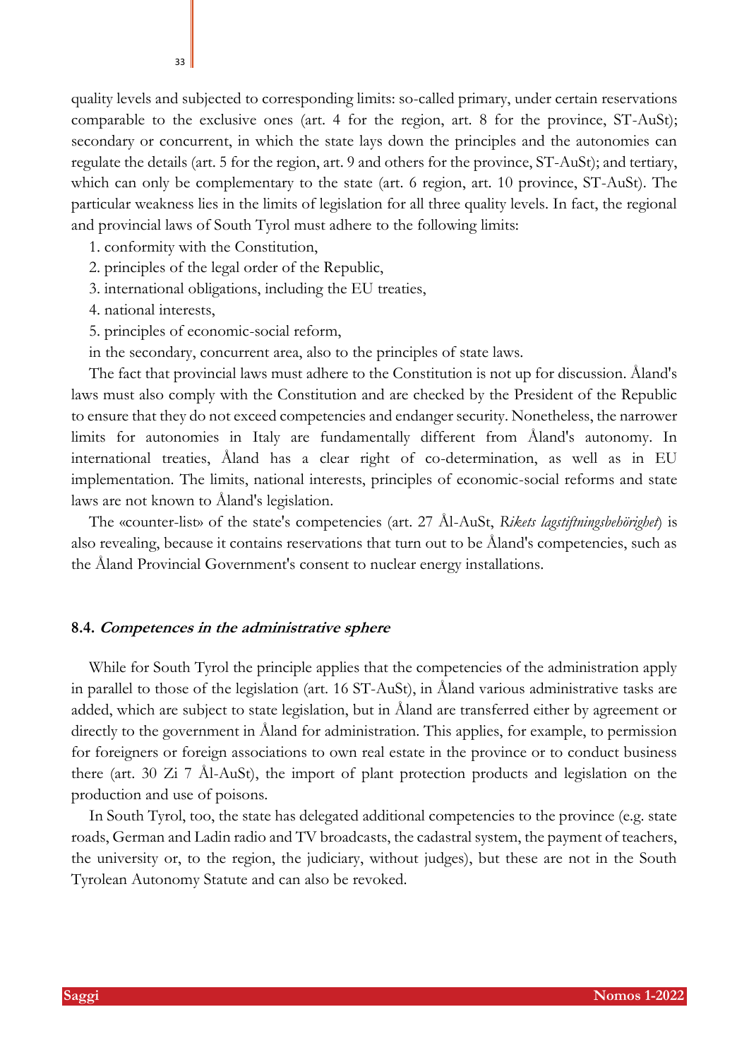quality levels and subjected to corresponding limits: so-called primary, under certain reservations comparable to the exclusive ones (art. 4 for the region, art. 8 for the province, ST-AuSt); secondary or concurrent, in which the state lays down the principles and the autonomies can regulate the details (art. 5 for the region, art. 9 and others for the province, ST-AuSt); and tertiary, which can only be complementary to the state (art. 6 region, art. 10 province, ST-AuSt). The particular weakness lies in the limits of legislation for all three quality levels. In fact, the regional and provincial laws of South Tyrol must adhere to the following limits:

1. conformity with the Constitution,
2. principles of the legal order of the Republic,
3. international obligations, including the EU treaties,
4. national interests,
5. principles of economic-social reform,

in the secondary, concurrent area, also to the principles of state laws.

The fact that provincial laws must adhere to the Constitution is not up for discussion. Åland's laws must also comply with the Constitution and are checked by the President of the Republic to ensure that they do not exceed competencies and endanger security. Nonetheless, the narrower limits for autonomies in Italy are fundamentally different from Åland's autonomy. In international treaties, Åland has a clear right of co-determination, as well as in EU implementation. The limits, national interests, principles of economic-social reforms and state laws are not known to Åland's legislation.

The «counter-list» of the state's competencies (art. 27 Ål-AuSt, *Rikets lagstiftningsbehörighet*) is also revealing, because it contains reservations that turn out to be Åland's competencies, such as the Åland Provincial Government's consent to nuclear energy installations.

### 8.4. *Competences in the administrative sphere*

While for South Tyrol the principle applies that the competencies of the administration apply in parallel to those of the legislation (art. 16 ST-AuSt), in Åland various administrative tasks are added, which are subject to state legislation, but in Åland are transferred either by agreement or directly to the government in Åland for administration. This applies, for example, to permission for foreigners or foreign associations to own real estate in the province or to conduct business there (art. 30 Zi 7 Ål-AuSt), the import of plant protection products and legislation on the production and use of poisons.

In South Tyrol, too, the state has delegated additional competencies to the province (e.g. state roads, German and Ladin radio and TV broadcasts, the cadastral system, the payment of teachers, the university or, to the region, the judiciary, without judges), but these are not in the South Tyrolean Autonomy Statute and can also be revoked.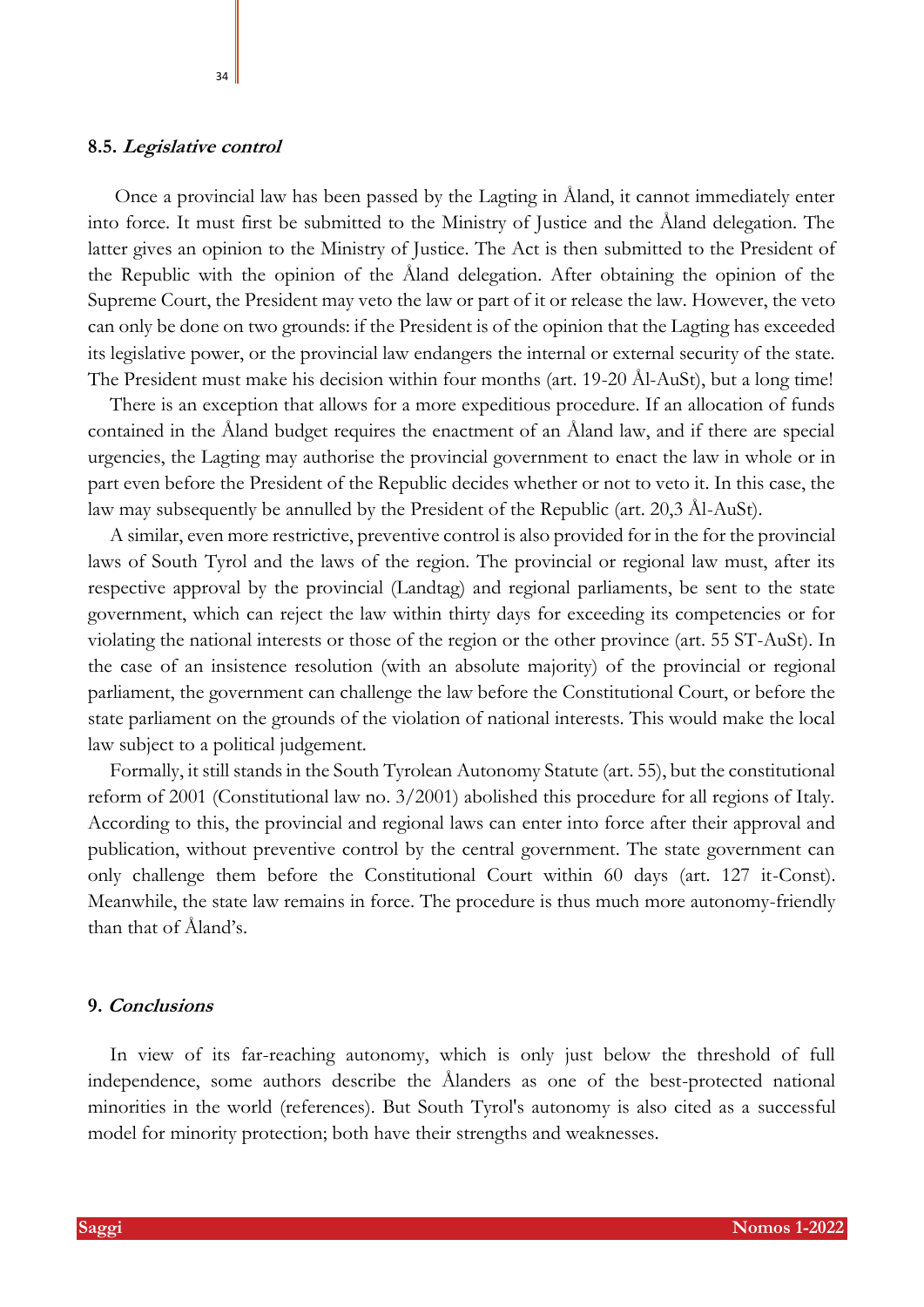### 8.5. *Legislative control*

Once a provincial law has been passed by the Lagting in Åland, it cannot immediately enter into force. It must first be submitted to the Ministry of Justice and the Åland delegation. The latter gives an opinion to the Ministry of Justice. The Act is then submitted to the President of the Republic with the opinion of the Åland delegation. After obtaining the opinion of the Supreme Court, the President may veto the law or part of it or release the law. However, the veto can only be done on two grounds: if the President is of the opinion that the Lagting has exceeded its legislative power, or the provincial law endangers the internal or external security of the state. The President must make his decision within four months (art. 19-20 Ål-AuSt), but a long time!

There is an exception that allows for a more expeditious procedure. If an allocation of funds contained in the Åland budget requires the enactment of an Åland law, and if there are special urgencies, the Lagting may authorise the provincial government to enact the law in whole or in part even before the President of the Republic decides whether or not to veto it. In this case, the law may subsequently be annulled by the President of the Republic (art. 20,3 Ål-AuSt).

A similar, even more restrictive, preventive control is also provided for in the for the provincial laws of South Tyrol and the laws of the region. The provincial or regional law must, after its respective approval by the provincial (Landtag) and regional parliaments, be sent to the state government, which can reject the law within thirty days for exceeding its competencies or for violating the national interests or those of the region or the other province (art. 55 ST-AuSt). In the case of an insistence resolution (with an absolute majority) of the provincial or regional parliament, the government can challenge the law before the Constitutional Court, or before the state parliament on the grounds of the violation of national interests. This would make the local law subject to a political judgement.

Formally, it still stands in the South Tyrolean Autonomy Statute (art. 55), but the constitutional reform of 2001 (Constitutional law no. 3/2001) abolished this procedure for all regions of Italy. According to this, the provincial and regional laws can enter into force after their approval and publication, without preventive control by the central government. The state government can only challenge them before the Constitutional Court within 60 days (art. 127 it-Const). Meanwhile, the state law remains in force. The procedure is thus much more autonomy-friendly than that of Åland's.

### 9. *Conclusions*

In view of its far-reaching autonomy, which is only just below the threshold of full independence, some authors describe the Ålanders as one of the best-protected national minorities in the world (references). But South Tyrol's autonomy is also cited as a successful model for minority protection; both have their strengths and weaknesses.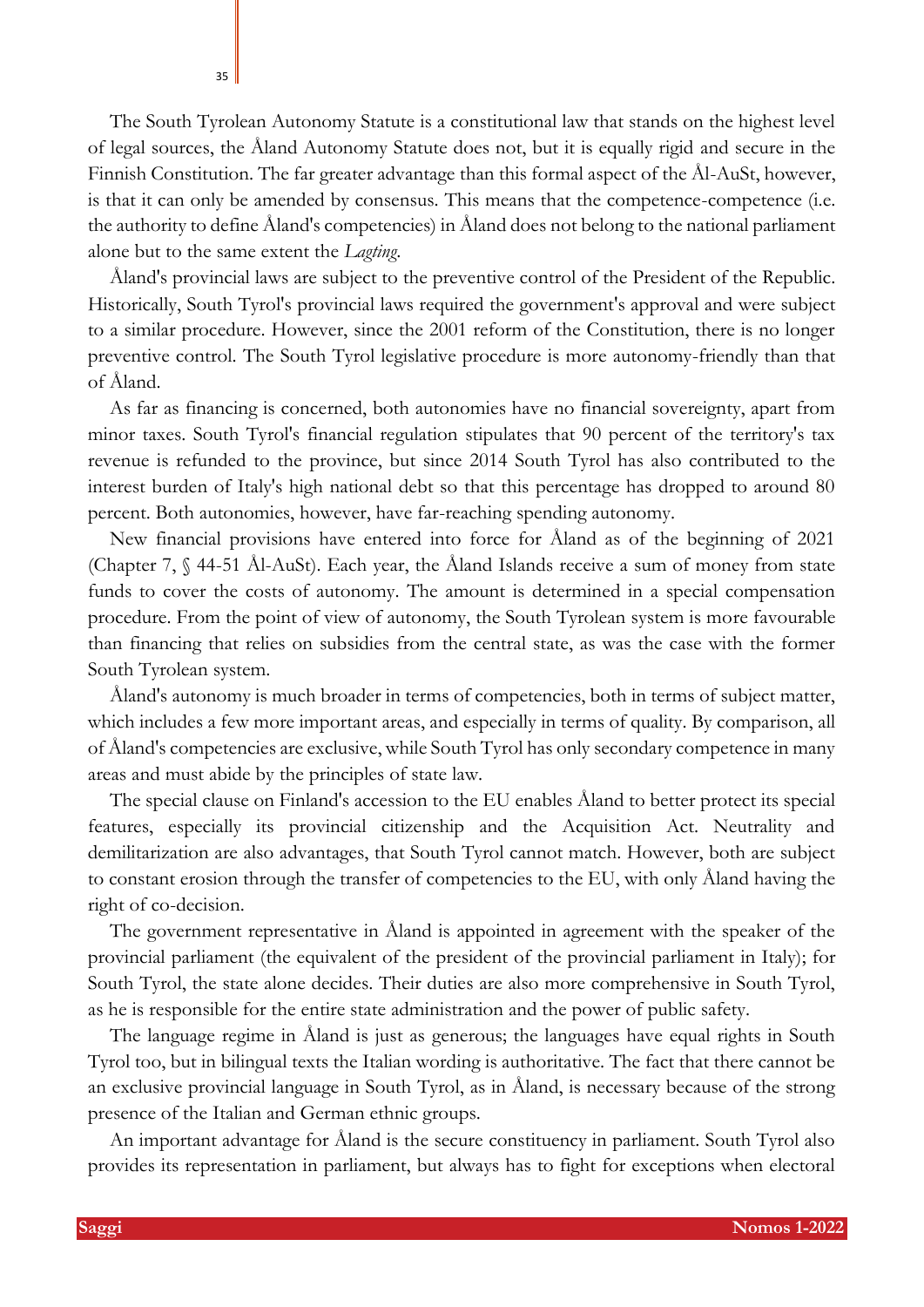The South Tyrolean Autonomy Statute is a constitutional law that stands on the highest level of legal sources, the Åland Autonomy Statute does not, but it is equally rigid and secure in the Finnish Constitution. The far greater advantage than this formal aspect of the Ål-AuSt, however, is that it can only be amended by consensus. This means that the competence-competence (i.e. the authority to define Åland's competencies) in Åland does not belong to the national parliament alone but to the same extent the *Lagting*.

Åland's provincial laws are subject to the preventive control of the President of the Republic. Historically, South Tyrol's provincial laws required the government's approval and were subject to a similar procedure. However, since the 2001 reform of the Constitution, there is no longer preventive control. The South Tyrol legislative procedure is more autonomy-friendly than that of Åland.

As far as financing is concerned, both autonomies have no financial sovereignty, apart from minor taxes. South Tyrol's financial regulation stipulates that 90 percent of the territory's tax revenue is refunded to the province, but since 2014 South Tyrol has also contributed to the interest burden of Italy's high national debt so that this percentage has dropped to around 80 percent. Both autonomies, however, have far-reaching spending autonomy.

New financial provisions have entered into force for Åland as of the beginning of 2021 (Chapter 7, § 44-51 Ål-AuSt). Each year, the Åland Islands receive a sum of money from state funds to cover the costs of autonomy. The amount is determined in a special compensation procedure. From the point of view of autonomy, the South Tyrolean system is more favourable than financing that relies on subsidies from the central state, as was the case with the former South Tyrolean system.

Åland's autonomy is much broader in terms of competencies, both in terms of subject matter, which includes a few more important areas, and especially in terms of quality. By comparison, all of Åland's competencies are exclusive, while South Tyrol has only secondary competence in many areas and must abide by the principles of state law.

The special clause on Finland's accession to the EU enables Åland to better protect its special features, especially its provincial citizenship and the Acquisition Act. Neutrality and demilitarization are also advantages, that South Tyrol cannot match. However, both are subject to constant erosion through the transfer of competencies to the EU, with only Åland having the right of co-decision.

The government representative in Åland is appointed in agreement with the speaker of the provincial parliament (the equivalent of the president of the provincial parliament in Italy); for South Tyrol, the state alone decides. Their duties are also more comprehensive in South Tyrol, as he is responsible for the entire state administration and the power of public safety.

The language regime in Åland is just as generous; the languages have equal rights in South Tyrol too, but in bilingual texts the Italian wording is authoritative. The fact that there cannot be an exclusive provincial language in South Tyrol, as in Åland, is necessary because of the strong presence of the Italian and German ethnic groups.

An important advantage for Åland is the secure constituency in parliament. South Tyrol also provides its representation in parliament, but always has to fight for exceptions when electoral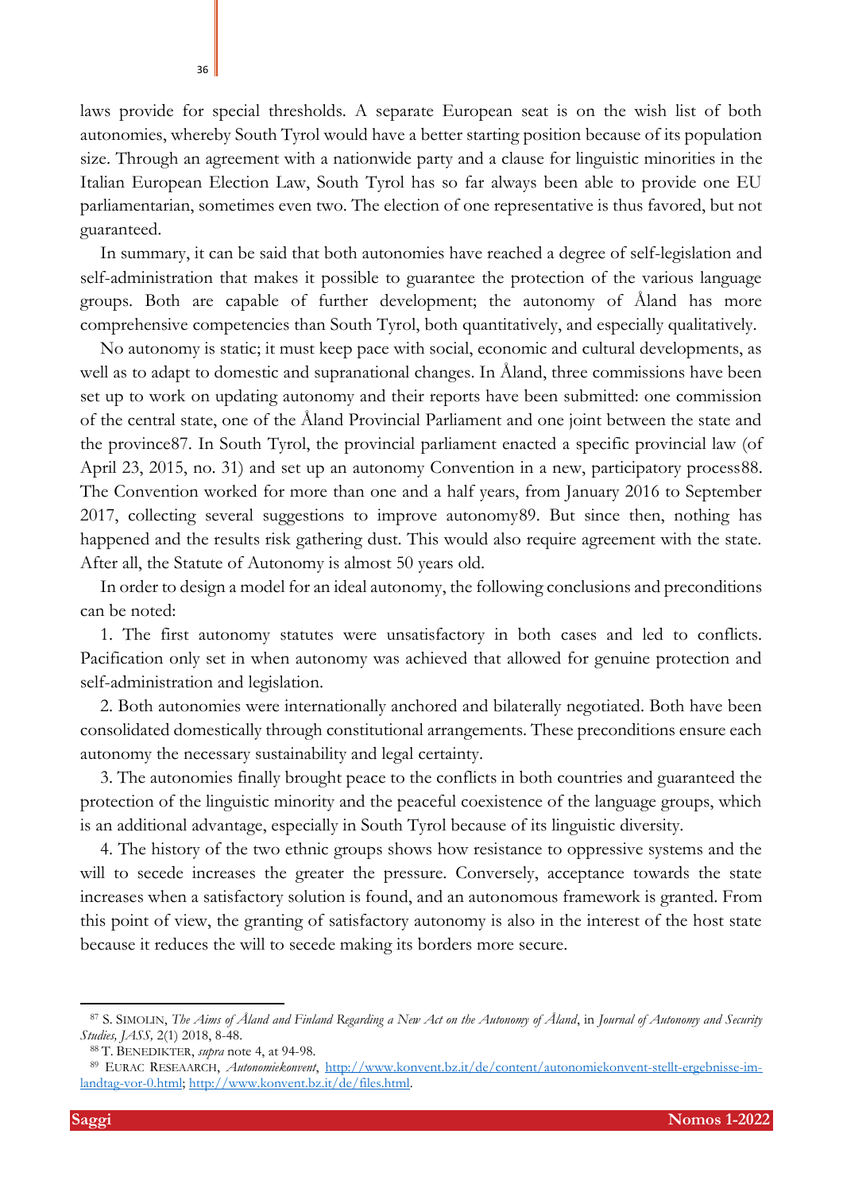laws provide for special thresholds. A separate European seat is on the wish list of both autonomies, whereby South Tyrol would have a better starting position because of its population size. Through an agreement with a nationwide party and a clause for linguistic minorities in the Italian European Election Law, South Tyrol has so far always been able to provide one EU parliamentarian, sometimes even two. The election of one representative is thus favored, but not guaranteed.

In summary, it can be said that both autonomies have reached a degree of self-legislation and self-administration that makes it possible to guarantee the protection of the various language groups. Both are capable of further development; the autonomy of Åland has more comprehensive competencies than South Tyrol, both quantitatively, and especially qualitatively.

No autonomy is static; it must keep pace with social, economic and cultural developments, as well as to adapt to domestic and supranational changes. In Åland, three commissions have been set up to work on updating autonomy and their reports have been submitted: one commission of the central state, one of the Åland Provincial Parliament and one joint between the state and the province[87]. In South Tyrol, the provincial parliament enacted a specific provincial law (of April 23, 2015, no. 31) and set up an autonomy Convention in a new, participatory process[88]. The Convention worked for more than one and a half years, from January 2016 to September 2017, collecting several suggestions to improve autonomy[89]. But since then, nothing has happened and the results risk gathering dust. This would also require agreement with the state. After all, the Statute of Autonomy is almost 50 years old.

In order to design a model for an ideal autonomy, the following conclusions and preconditions can be noted:

1. The first autonomy statutes were unsatisfactory in both cases and led to conflicts. Pacification only set in when autonomy was achieved that allowed for genuine protection and self-administration and legislation.

2. Both autonomies were internationally anchored and bilaterally negotiated. Both have been consolidated domestically through constitutional arrangements. These preconditions ensure each autonomy the necessary sustainability and legal certainty.

3. The autonomies finally brought peace to the conflicts in both countries and guaranteed the protection of the linguistic minority and the peaceful coexistence of the language groups, which is an additional advantage, especially in South Tyrol because of its linguistic diversity.

4. The history of the two ethnic groups shows how resistance to oppressive systems and the will to secede increases the greater the pressure. Conversely, acceptance towards the state increases when a satisfactory solution is found, and an autonomous framework is granted. From this point of view, the granting of satisfactory autonomy is also in the interest of the host state because it reduces the will to secede making its borders more secure.

---

[87] S. SIMOLIN, *The Aims of Åland and Finland Regarding a New Act on the Autonomy of Åland*, in *Journal of Autonomy and Security Studies, JASS,* 2(1) 2018, 8-48.

[88] T. BENEDIKTER, *supra* note 4, at 94-98.

[89] EURAC RESEAARCH, *Autonomiekonvent*, http://www.konvent.bz.it/de/content/autonomiekonvent-stellt-ergebnisse-im-landtag-vor-0.html; http://www.konvent.bz.it/de/files.html.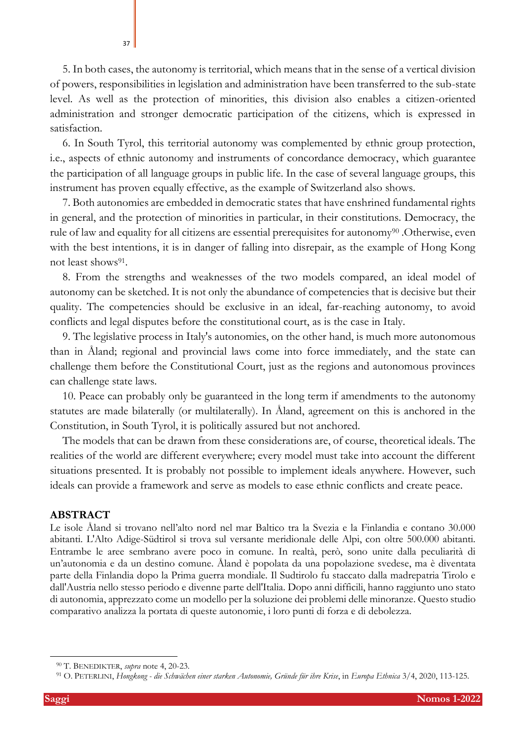5. In both cases, the autonomy is territorial, which means that in the sense of a vertical division of powers, responsibilities in legislation and administration have been transferred to the sub-state level. As well as the protection of minorities, this division also enables a citizen-oriented administration and stronger democratic participation of the citizens, which is expressed in satisfaction.

6. In South Tyrol, this territorial autonomy was complemented by ethnic group protection, i.e., aspects of ethnic autonomy and instruments of concordance democracy, which guarantee the participation of all language groups in public life. In the case of several language groups, this instrument has proven equally effective, as the example of Switzerland also shows.

7. Both autonomies are embedded in democratic states that have enshrined fundamental rights in general, and the protection of minorities in particular, in their constitutions. Democracy, the rule of law and equality for all citizens are essential prerequisites for autonomy[90] .Otherwise, even with the best intentions, it is in danger of falling into disrepair, as the example of Hong Kong not least shows[91].

8. From the strengths and weaknesses of the two models compared, an ideal model of autonomy can be sketched. It is not only the abundance of competencies that is decisive but their quality. The competencies should be exclusive in an ideal, far-reaching autonomy, to avoid conflicts and legal disputes before the constitutional court, as is the case in Italy.

9. The legislative process in Italy's autonomies, on the other hand, is much more autonomous than in Åland; regional and provincial laws come into force immediately, and the state can challenge them before the Constitutional Court, just as the regions and autonomous provinces can challenge state laws.

10. Peace can probably only be guaranteed in the long term if amendments to the autonomy statutes are made bilaterally (or multilaterally). In Åland, agreement on this is anchored in the Constitution, in South Tyrol, it is politically assured but not anchored.

The models that can be drawn from these considerations are, of course, theoretical ideals. The realities of the world are different everywhere; every model must take into account the different situations presented. It is probably not possible to implement ideals anywhere. However, such ideals can provide a framework and serve as models to ease ethnic conflicts and create peace.

## ABSTRACT

Le isole Åland si trovano nell'alto nord nel mar Baltico tra la Svezia e la Finlandia e contano 30.000 abitanti. L'Alto Adige-Südtirol si trova sul versante meridionale delle Alpi, con oltre 500.000 abitanti. Entrambe le aree sembrano avere poco in comune. In realtà, però, sono unite dalla peculiarità di un'autonomia e da un destino comune. Åland è popolata da una popolazione svedese, ma è diventata parte della Finlandia dopo la Prima guerra mondiale. Il Sudtirolo fu staccato dalla madrepatria Tirolo e dall'Austria nello stesso periodo e divenne parte dell'Italia. Dopo anni difficili, hanno raggiunto uno stato di autonomia, apprezzato come un modello per la soluzione dei problemi delle minoranze. Questo studio comparativo analizza la portata di queste autonomie, i loro punti di forza e di debolezza.

---

[90] T. BENEDIKTER, *supra* note 4, 20-23.

[91] O. PETERLINI, *Hongkong - die Schwächen einer starken Autonomie, Gründe für ihre Krise*, in *Europa Ethnica* 3/4, 2020, 113-125.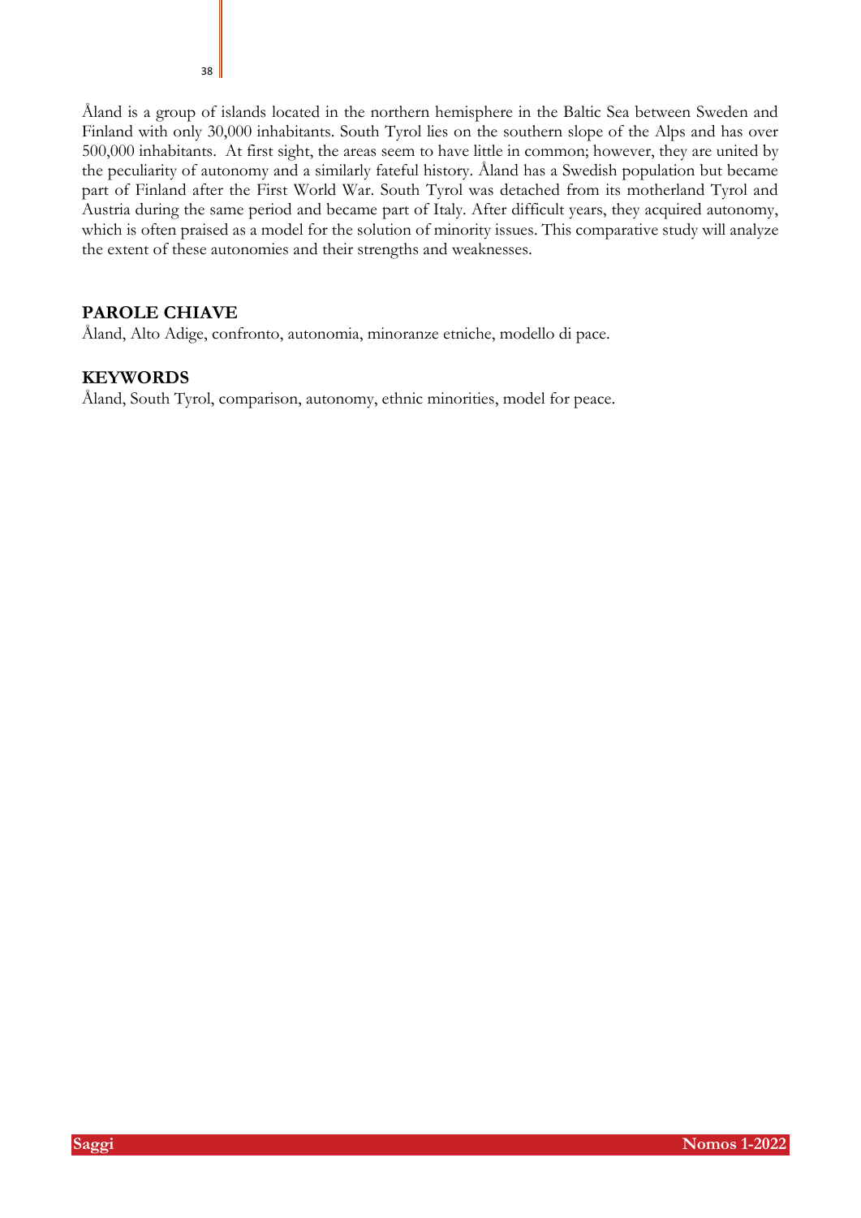Åland is a group of islands located in the northern hemisphere in the Baltic Sea between Sweden and Finland with only 30,000 inhabitants. South Tyrol lies on the southern slope of the Alps and has over 500,000 inhabitants. At first sight, the areas seem to have little in common; however, they are united by the peculiarity of autonomy and a similarly fateful history. Åland has a Swedish population but became part of Finland after the First World War. South Tyrol was detached from its motherland Tyrol and Austria during the same period and became part of Italy. After difficult years, they acquired autonomy, which is often praised as a model for the solution of minority issues. This comparative study will analyze the extent of these autonomies and their strengths and weaknesses.

## PAROLE CHIAVE

Åland, Alto Adige, confronto, autonomia, minoranze etniche, modello di pace.

## KEYWORDS

Åland, South Tyrol, comparison, autonomy, ethnic minorities, model for peace.